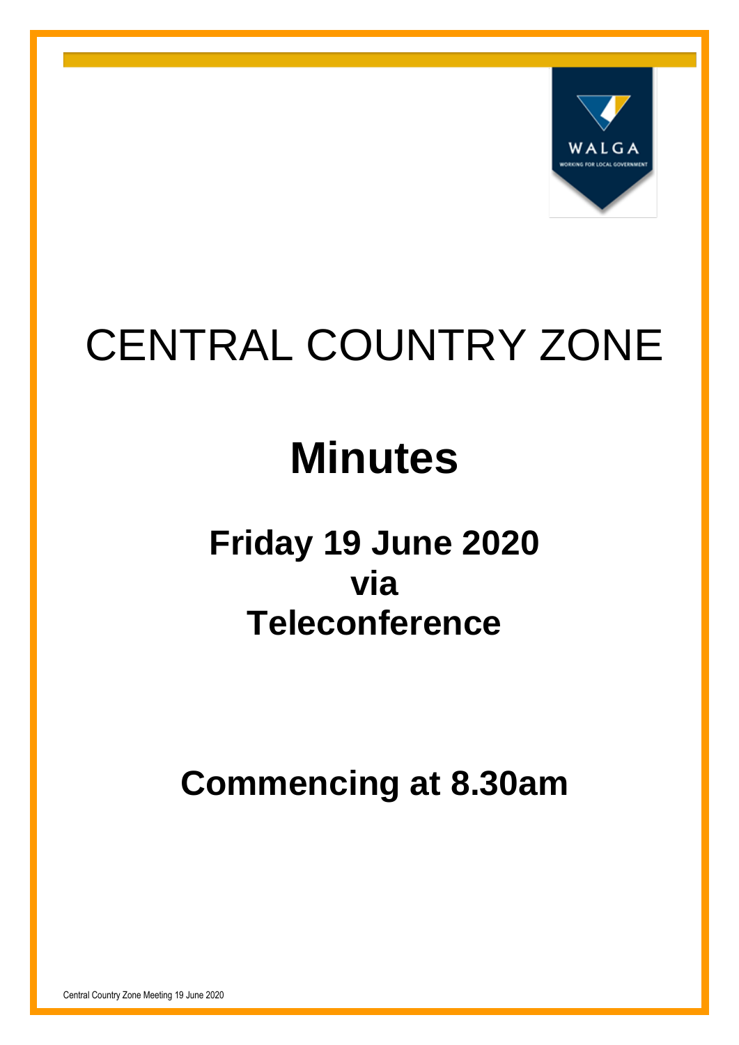# CENTRAL COUNTRY ZONE

# Minutes

## Friday 19 June 2020
## via
## Teleconference

## Commencing at 8.30am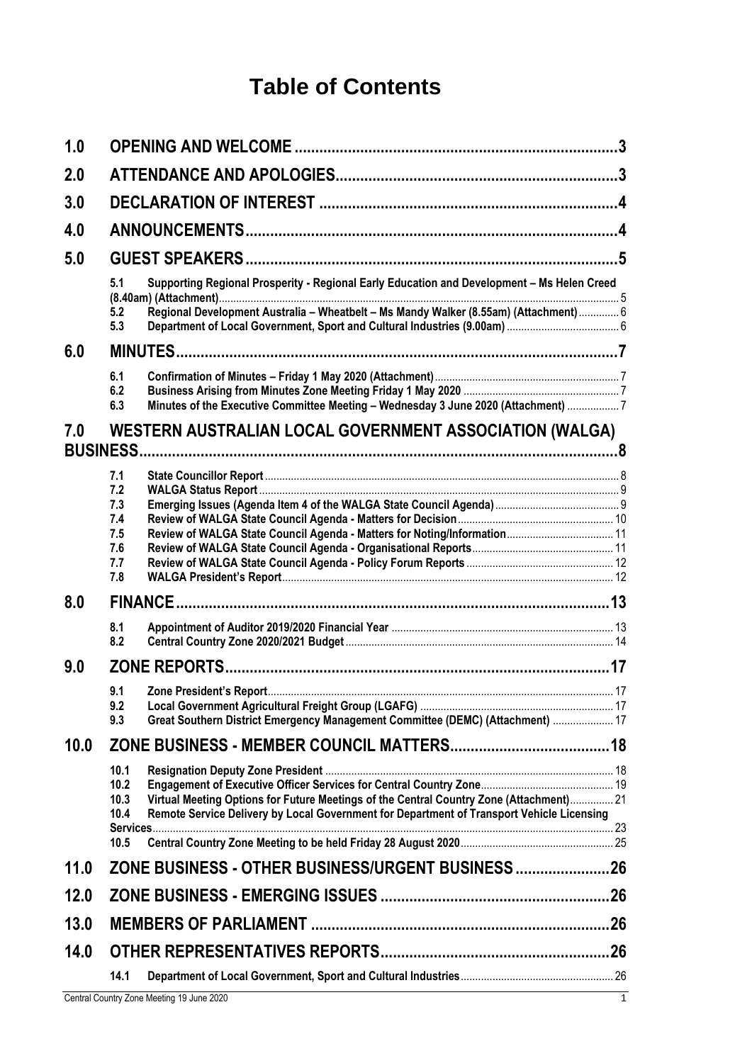# Table of Contents

| | | | |
|---|---|---|---|
| **1.0** | **OPENING AND WELCOME** | | **3** |
| **2.0** | **ATTENDANCE AND APOLOGIES** | | **3** |
| **3.0** | **DECLARATION OF INTEREST** | | **4** |
| **4.0** | **ANNOUNCEMENTS** | | **4** |
| **5.0** | **GUEST SPEAKERS** | | **5** |
| | 5.1 | Supporting Regional Prosperity - Regional Early Education and Development – Ms Helen Creed (8.40am) (Attachment) | 5 |
| | 5.2 | Regional Development Australia – Wheatbelt – Ms Mandy Walker (8.55am) (Attachment) | 6 |
| | 5.3 | Department of Local Government, Sport and Cultural Industries (9.00am) | 6 |
| **6.0** | **MINUTES** | | **7** |
| | 6.1 | Confirmation of Minutes – Friday 1 May 2020 (Attachment) | 7 |
| | 6.2 | Business Arising from Minutes Zone Meeting Friday 1 May 2020 | 7 |
| | 6.3 | Minutes of the Executive Committee Meeting – Wednesday 3 June 2020 (Attachment) | 7 |
| **7.0** | **WESTERN AUSTRALIAN LOCAL GOVERNMENT ASSOCIATION (WALGA) BUSINESS** | | **8** |
| | 7.1 | State Councillor Report | 8 |
| | 7.2 | WALGA Status Report | 9 |
| | 7.3 | Emerging Issues (Agenda Item 4 of the WALGA State Council Agenda) | 9 |
| | 7.4 | Review of WALGA State Council Agenda - Matters for Decision | 10 |
| | 7.5 | Review of WALGA State Council Agenda - Matters for Noting/Information | 11 |
| | 7.6 | Review of WALGA State Council Agenda - Organisational Reports | 11 |
| | 7.7 | Review of WALGA State Council Agenda - Policy Forum Reports | 12 |
| | 7.8 | WALGA President's Report | 12 |
| **8.0** | **FINANCE** | | **13** |
| | 8.1 | Appointment of Auditor 2019/2020 Financial Year | 13 |
| | 8.2 | Central Country Zone 2020/2021 Budget | 14 |
| **9.0** | **ZONE REPORTS** | | **17** |
| | 9.1 | Zone President's Report | 17 |
| | 9.2 | Local Government Agricultural Freight Group (LGAFG) | 17 |
| | 9.3 | Great Southern District Emergency Management Committee (DEMC) (Attachment) | 17 |
| **10.0** | **ZONE BUSINESS - MEMBER COUNCIL MATTERS** | | **18** |
| | 10.1 | Resignation Deputy Zone President | 18 |
| | 10.2 | Engagement of Executive Officer Services for Central Country Zone | 19 |
| | 10.3 | Virtual Meeting Options for Future Meetings of the Central Country Zone (Attachment) | 21 |
| | 10.4 | Remote Service Delivery by Local Government for Department of Transport Vehicle Licensing Services | 23 |
| | 10.5 | Central Country Zone Meeting to be held Friday 28 August 2020 | 25 |
| **11.0** | **ZONE BUSINESS - OTHER BUSINESS/URGENT BUSINESS** | | **26** |
| **12.0** | **ZONE BUSINESS - EMERGING ISSUES** | | **26** |
| **13.0** | **MEMBERS OF PARLIAMENT** | | **26** |
| **14.0** | **OTHER REPRESENTATIVES REPORTS** | | **26** |
| | 14.1 | Department of Local Government, Sport and Cultural Industries | 26 |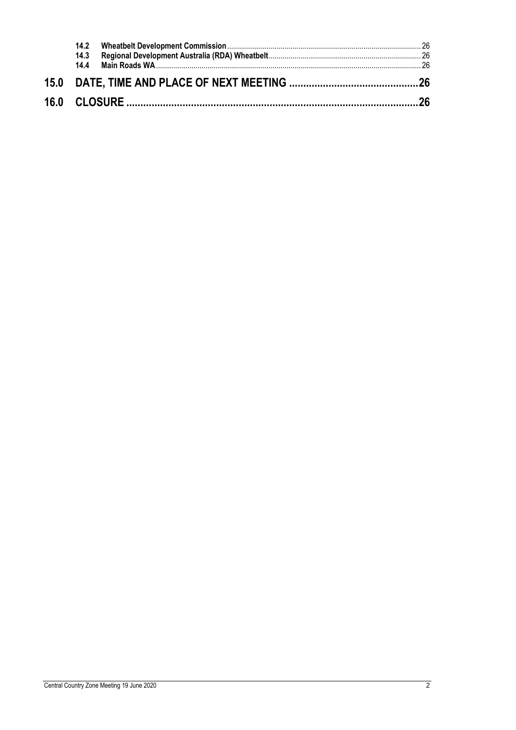- **14.2 Wheatbelt Development Commission** ........ 26
- **14.3 Regional Development Australia (RDA) Wheatbelt** ........ 26
- **14.4 Main Roads WA** ........ 26

**15.0 DATE, TIME AND PLACE OF NEXT MEETING** ........ **26**

**16.0 CLOSURE** ........ **26**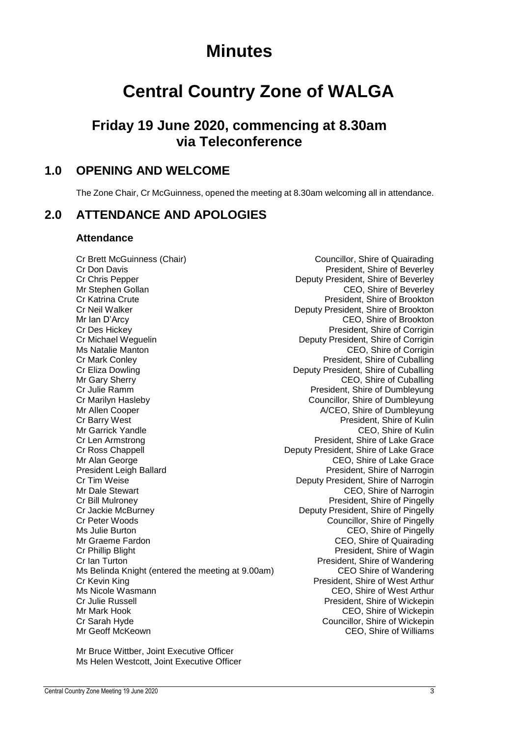# Minutes

# Central Country Zone of WALGA

## Friday 19 June 2020, commencing at 8.30am via Teleconference

## 1.0 OPENING AND WELCOME

The Zone Chair, Cr McGuinness, opened the meeting at 8.30am welcoming all in attendance.

## 2.0 ATTENDANCE AND APOLOGIES

### Attendance

| | |
|---|---|
| Cr Brett McGuinness (Chair) | Councillor, Shire of Quairading |
| Cr Don Davis | President, Shire of Beverley |
| Cr Chris Pepper | Deputy President, Shire of Beverley |
| Mr Stephen Gollan | CEO, Shire of Beverley |
| Cr Katrina Crute | President, Shire of Brookton |
| Cr Neil Walker | Deputy President, Shire of Brookton |
| Mr Ian D'Arcy | CEO, Shire of Brookton |
| Cr Des Hickey | President, Shire of Corrigin |
| Cr Michael Weguelin | Deputy President, Shire of Corrigin |
| Ms Natalie Manton | CEO, Shire of Corrigin |
| Cr Mark Conley | President, Shire of Cuballing |
| Cr Eliza Dowling | Deputy President, Shire of Cuballing |
| Mr Gary Sherry | CEO, Shire of Cuballing |
| Cr Julie Ramm | President, Shire of Dumbleyung |
| Cr Marilyn Hasleby | Councillor, Shire of Dumbleyung |
| Mr Allen Cooper | A/CEO, Shire of Dumbleyung |
| Cr Barry West | President, Shire of Kulin |
| Mr Garrick Yandle | CEO, Shire of Kulin |
| Cr Len Armstrong | President, Shire of Lake Grace |
| Cr Ross Chappell | Deputy President, Shire of Lake Grace |
| Mr Alan George | CEO, Shire of Lake Grace |
| President Leigh Ballard | President, Shire of Narrogin |
| Cr Tim Weise | Deputy President, Shire of Narrogin |
| Mr Dale Stewart | CEO, Shire of Narrogin |
| Cr Bill Mulroney | President, Shire of Pingelly |
| Cr Jackie McBurney | Deputy President, Shire of Pingelly |
| Cr Peter Woods | Councillor, Shire of Pingelly |
| Ms Julie Burton | CEO, Shire of Pingelly |
| Mr Graeme Fardon | CEO, Shire of Quairading |
| Cr Phillip Blight | President, Shire of Wagin |
| Cr Ian Turton | President, Shire of Wandering |
| Ms Belinda Knight (entered the meeting at 9.00am) | CEO Shire of Wandering |
| Cr Kevin King | President, Shire of West Arthur |
| Ms Nicole Wasmann | CEO, Shire of West Arthur |
| Cr Julie Russell | President, Shire of Wickepin |
| Mr Mark Hook | CEO, Shire of Wickepin |
| Cr Sarah Hyde | Councillor, Shire of Wickepin |
| Mr Geoff McKeown | CEO, Shire of Williams |

Mr Bruce Wittber, Joint Executive Officer
Ms Helen Westcott, Joint Executive Officer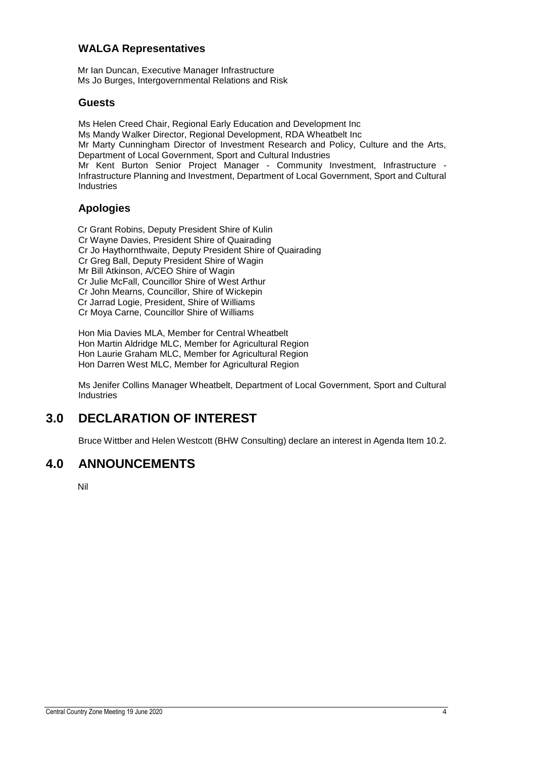### WALGA Representatives

Mr Ian Duncan, Executive Manager Infrastructure
Ms Jo Burges, Intergovernmental Relations and Risk

### Guests

Ms Helen Creed Chair, Regional Early Education and Development Inc
Ms Mandy Walker Director, Regional Development, RDA Wheatbelt Inc
Mr Marty Cunningham Director of Investment Research and Policy, Culture and the Arts, Department of Local Government, Sport and Cultural Industries
Mr Kent Burton Senior Project Manager - Community Investment, Infrastructure - Infrastructure Planning and Investment, Department of Local Government, Sport and Cultural Industries

### Apologies

Cr Grant Robins, Deputy President Shire of Kulin
Cr Wayne Davies, President Shire of Quairading
Cr Jo Haythornthwaite, Deputy President Shire of Quairading
Cr Greg Ball, Deputy President Shire of Wagin
Mr Bill Atkinson, A/CEO Shire of Wagin
Cr Julie McFall, Councillor Shire of West Arthur
Cr John Mearns, Councillor, Shire of Wickepin
Cr Jarrad Logie, President, Shire of Williams
Cr Moya Carne, Councillor Shire of Williams

Hon Mia Davies MLA, Member for Central Wheatbelt
Hon Martin Aldridge MLC, Member for Agricultural Region
Hon Laurie Graham MLC, Member for Agricultural Region
Hon Darren West MLC, Member for Agricultural Region

Ms Jenifer Collins Manager Wheatbelt, Department of Local Government, Sport and Cultural Industries

## 3.0 DECLARATION OF INTEREST

Bruce Wittber and Helen Westcott (BHW Consulting) declare an interest in Agenda Item 10.2.

## 4.0 ANNOUNCEMENTS

Nil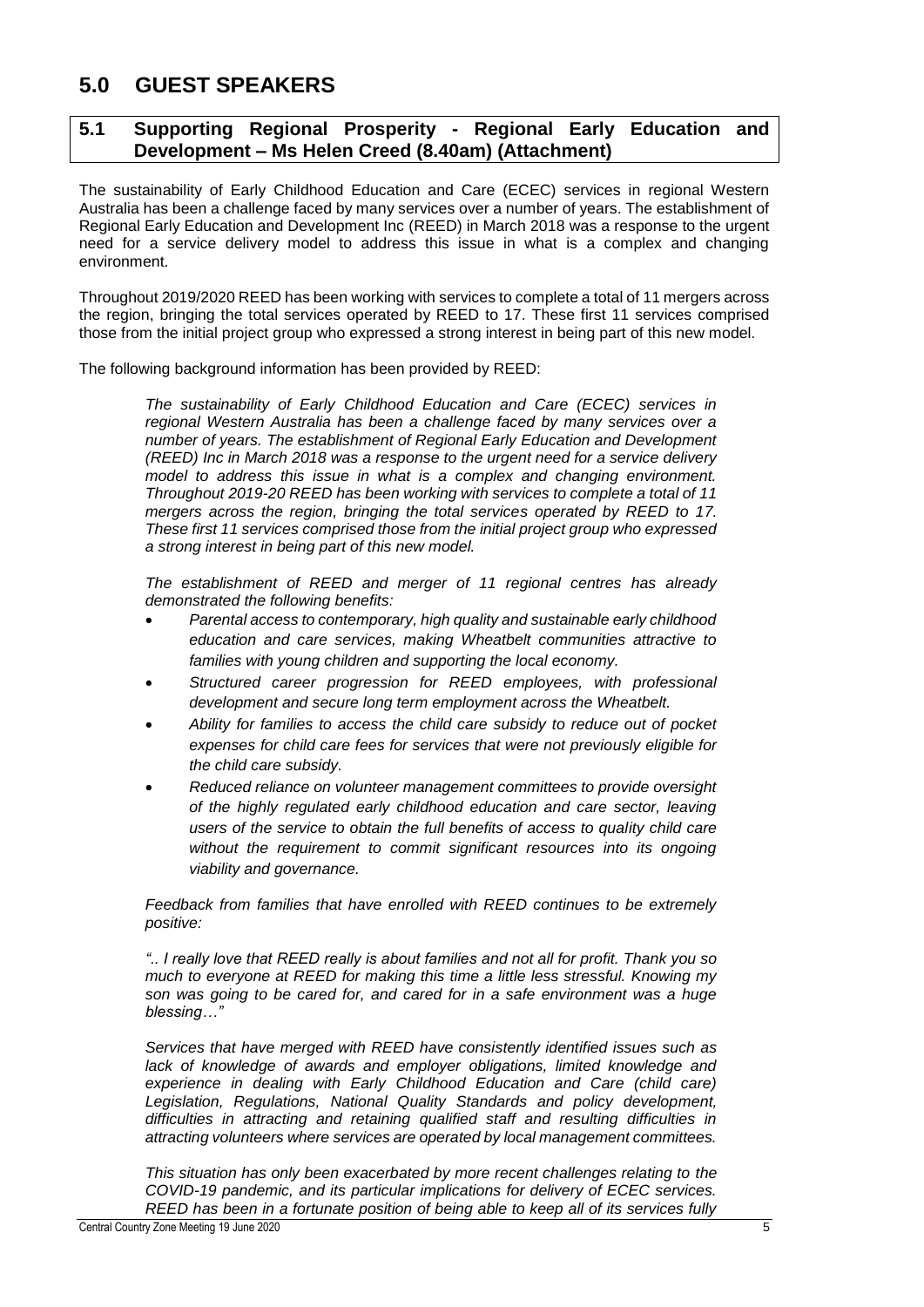# 5.0 GUEST SPEAKERS

## 5.1 Supporting Regional Prosperity - Regional Early Education and Development – Ms Helen Creed (8.40am) (Attachment)

The sustainability of Early Childhood Education and Care (ECEC) services in regional Western Australia has been a challenge faced by many services over a number of years. The establishment of Regional Early Education and Development Inc (REED) in March 2018 was a response to the urgent need for a service delivery model to address this issue in what is a complex and changing environment.

Throughout 2019/2020 REED has been working with services to complete a total of 11 mergers across the region, bringing the total services operated by REED to 17. These first 11 services comprised those from the initial project group who expressed a strong interest in being part of this new model.

The following background information has been provided by REED:

> *The sustainability of Early Childhood Education and Care (ECEC) services in regional Western Australia has been a challenge faced by many services over a number of years. The establishment of Regional Early Education and Development (REED) Inc in March 2018 was a response to the urgent need for a service delivery model to address this issue in what is a complex and changing environment. Throughout 2019-20 REED has been working with services to complete a total of 11 mergers across the region, bringing the total services operated by REED to 17. These first 11 services comprised those from the initial project group who expressed a strong interest in being part of this new model.*
>
> *The establishment of REED and merger of 11 regional centres has already demonstrated the following benefits:*
>
> - *Parental access to contemporary, high quality and sustainable early childhood education and care services, making Wheatbelt communities attractive to families with young children and supporting the local economy.*
> - *Structured career progression for REED employees, with professional development and secure long term employment across the Wheatbelt.*
> - *Ability for families to access the child care subsidy to reduce out of pocket expenses for child care fees for services that were not previously eligible for the child care subsidy.*
> - *Reduced reliance on volunteer management committees to provide oversight of the highly regulated early childhood education and care sector, leaving users of the service to obtain the full benefits of access to quality child care without the requirement to commit significant resources into its ongoing viability and governance.*
>
> *Feedback from families that have enrolled with REED continues to be extremely positive:*
>
> *".. I really love that REED really is about families and not all for profit. Thank you so much to everyone at REED for making this time a little less stressful. Knowing my son was going to be cared for, and cared for in a safe environment was a huge blessing…"*
>
> *Services that have merged with REED have consistently identified issues such as lack of knowledge of awards and employer obligations, limited knowledge and experience in dealing with Early Childhood Education and Care (child care) Legislation, Regulations, National Quality Standards and policy development, difficulties in attracting and retaining qualified staff and resulting difficulties in attracting volunteers where services are operated by local management committees.*
>
> *This situation has only been exacerbated by more recent challenges relating to the COVID-19 pandemic, and its particular implications for delivery of ECEC services. REED has been in a fortunate position of being able to keep all of its services fully*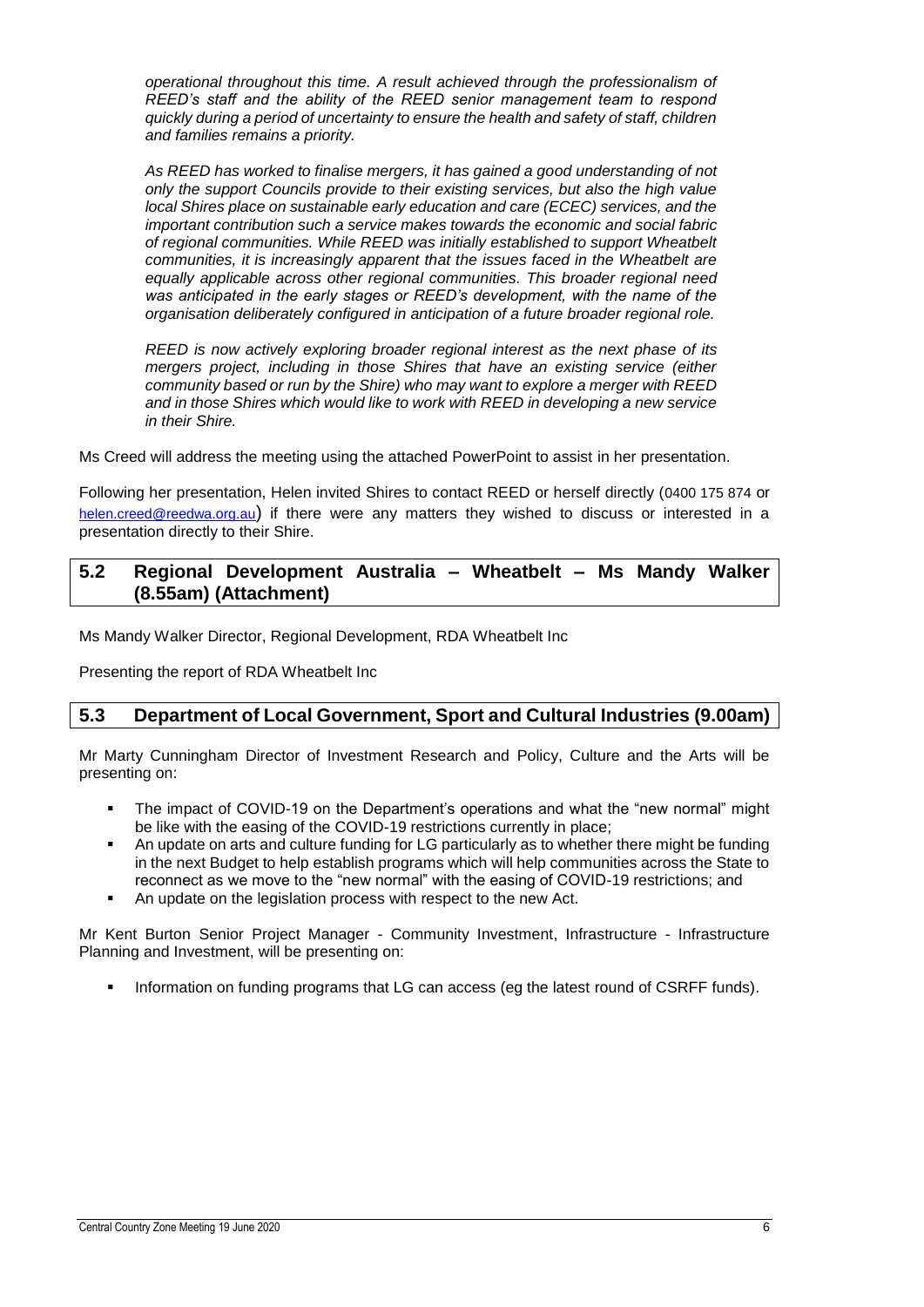*operational throughout this time. A result achieved through the professionalism of REED's staff and the ability of the REED senior management team to respond quickly during a period of uncertainty to ensure the health and safety of staff, children and families remains a priority.*

*As REED has worked to finalise mergers, it has gained a good understanding of not only the support Councils provide to their existing services, but also the high value local Shires place on sustainable early education and care (ECEC) services, and the important contribution such a service makes towards the economic and social fabric of regional communities. While REED was initially established to support Wheatbelt communities, it is increasingly apparent that the issues faced in the Wheatbelt are equally applicable across other regional communities. This broader regional need was anticipated in the early stages or REED's development, with the name of the organisation deliberately configured in anticipation of a future broader regional role.*

*REED is now actively exploring broader regional interest as the next phase of its mergers project, including in those Shires that have an existing service (either community based or run by the Shire) who may want to explore a merger with REED and in those Shires which would like to work with REED in developing a new service in their Shire.*

Ms Creed will address the meeting using the attached PowerPoint to assist in her presentation.

Following her presentation, Helen invited Shires to contact REED or herself directly (0400 175 874 or helen.creed@reedwa.org.au) if there were any matters they wished to discuss or interested in a presentation directly to their Shire.

## 5.2 Regional Development Australia – Wheatbelt – Ms Mandy Walker (8.55am) (Attachment)

Ms Mandy Walker Director, Regional Development, RDA Wheatbelt Inc

Presenting the report of RDA Wheatbelt Inc

## 5.3 Department of Local Government, Sport and Cultural Industries (9.00am)

Mr Marty Cunningham Director of Investment Research and Policy, Culture and the Arts will be presenting on:

- The impact of COVID-19 on the Department's operations and what the "new normal" might be like with the easing of the COVID-19 restrictions currently in place;
- An update on arts and culture funding for LG particularly as to whether there might be funding in the next Budget to help establish programs which will help communities across the State to reconnect as we move to the "new normal" with the easing of COVID-19 restrictions; and
- An update on the legislation process with respect to the new Act.

Mr Kent Burton Senior Project Manager - Community Investment, Infrastructure - Infrastructure Planning and Investment, will be presenting on:

- Information on funding programs that LG can access (eg the latest round of CSRFF funds).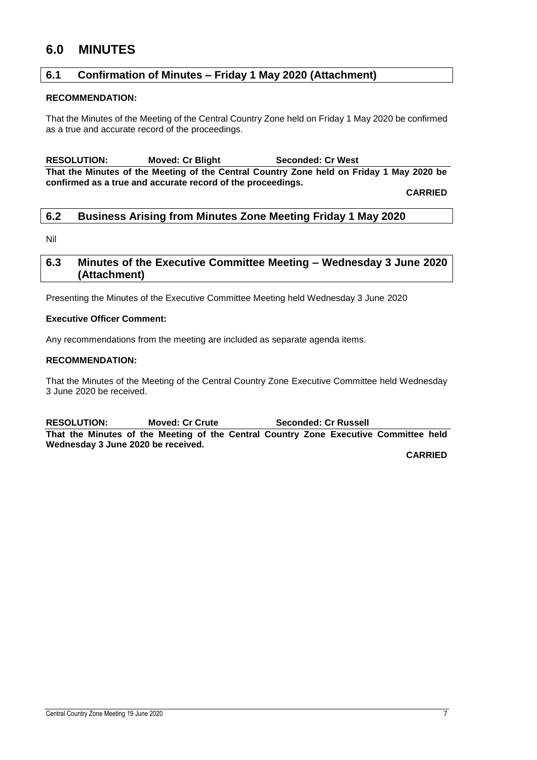# 6.0 MINUTES

## 6.1 Confirmation of Minutes – Friday 1 May 2020 (Attachment)

**RECOMMENDATION:**

That the Minutes of the Meeting of the Central Country Zone held on Friday 1 May 2020 be confirmed as a true and accurate record of the proceedings.

**RESOLUTION: Moved: Cr Blight Seconded: Cr West**

**That the Minutes of the Meeting of the Central Country Zone held on Friday 1 May 2020 be confirmed as a true and accurate record of the proceedings.**

**CARRIED**

## 6.2 Business Arising from Minutes Zone Meeting Friday 1 May 2020

Nil

## 6.3 Minutes of the Executive Committee Meeting – Wednesday 3 June 2020 (Attachment)

Presenting the Minutes of the Executive Committee Meeting held Wednesday 3 June 2020

**Executive Officer Comment:**

Any recommendations from the meeting are included as separate agenda items.

**RECOMMENDATION:**

That the Minutes of the Meeting of the Central Country Zone Executive Committee held Wednesday 3 June 2020 be received.

**RESOLUTION: Moved: Cr Crute Seconded: Cr Russell**

**That the Minutes of the Meeting of the Central Country Zone Executive Committee held Wednesday 3 June 2020 be received.**

**CARRIED**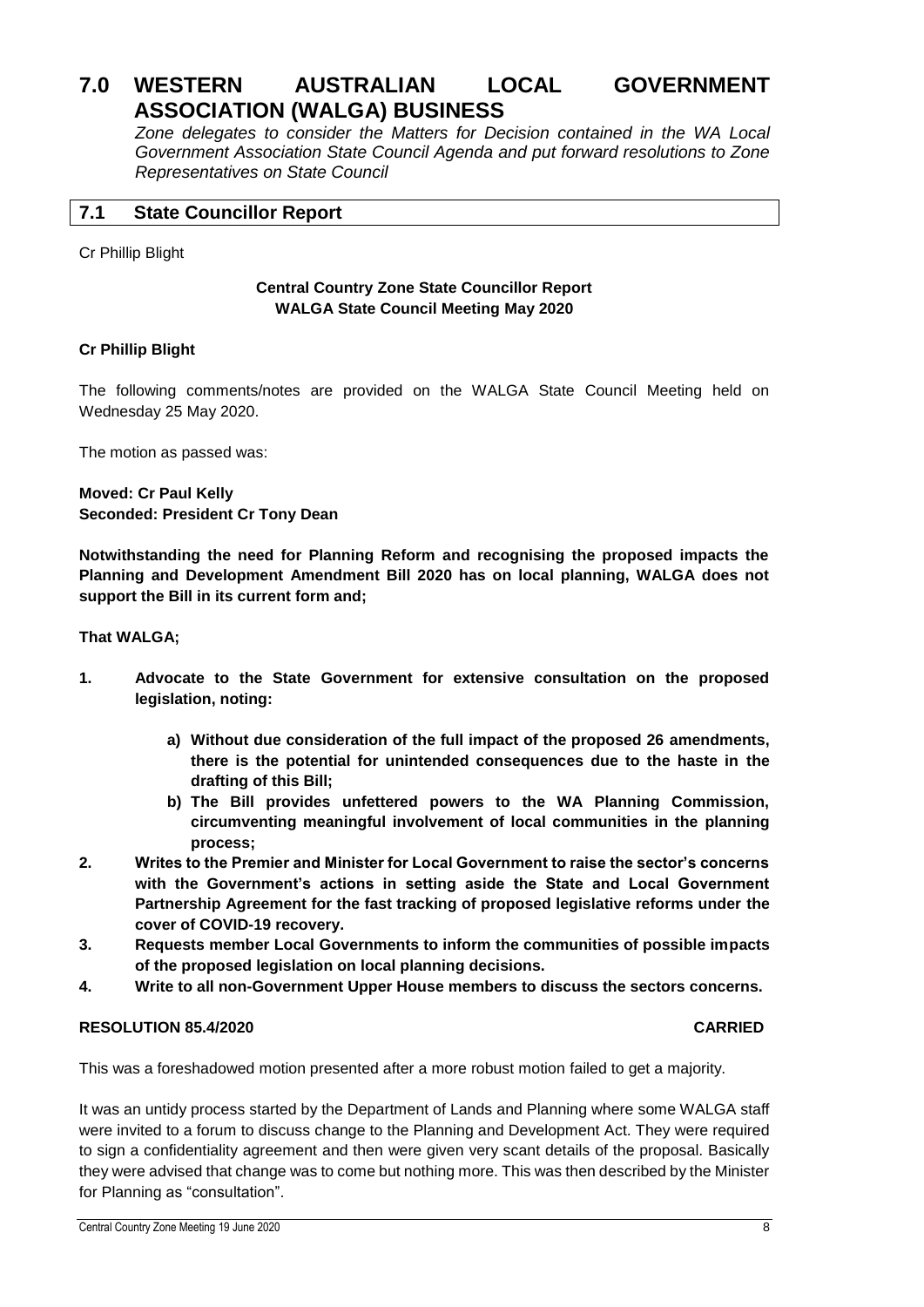# 7.0 WESTERN AUSTRALIAN LOCAL GOVERNMENT ASSOCIATION (WALGA) BUSINESS

*Zone delegates to consider the Matters for Decision contained in the WA Local Government Association State Council Agenda and put forward resolutions to Zone Representatives on State Council*

## 7.1 State Councillor Report

Cr Phillip Blight

**Central Country Zone State Councillor Report**
**WALGA State Council Meeting May 2020**

**Cr Phillip Blight**

The following comments/notes are provided on the WALGA State Council Meeting held on Wednesday 25 May 2020.

The motion as passed was:

**Moved: Cr Paul Kelly**
**Seconded: President Cr Tony Dean**

**Notwithstanding the need for Planning Reform and recognising the proposed impacts the Planning and Development Amendment Bill 2020 has on local planning, WALGA does not support the Bill in its current form and;**

**That WALGA;**

1. **Advocate to the State Government for extensive consultation on the proposed legislation, noting:**
    a) **Without due consideration of the full impact of the proposed 26 amendments, there is the potential for unintended consequences due to the haste in the drafting of this Bill;**
    b) **The Bill provides unfettered powers to the WA Planning Commission, circumventing meaningful involvement of local communities in the planning process;**
2. **Writes to the Premier and Minister for Local Government to raise the sector's concerns with the Government's actions in setting aside the State and Local Government Partnership Agreement for the fast tracking of proposed legislative reforms under the cover of COVID-19 recovery.**
3. **Requests member Local Governments to inform the communities of possible impacts of the proposed legislation on local planning decisions.**
4. **Write to all non-Government Upper House members to discuss the sectors concerns.**

**RESOLUTION 85.4/2020 CARRIED**

This was a foreshadowed motion presented after a more robust motion failed to get a majority.

It was an untidy process started by the Department of Lands and Planning where some WALGA staff were invited to a forum to discuss change to the Planning and Development Act. They were required to sign a confidentiality agreement and then were given very scant details of the proposal. Basically they were advised that change was to come but nothing more. This was then described by the Minister for Planning as "consultation".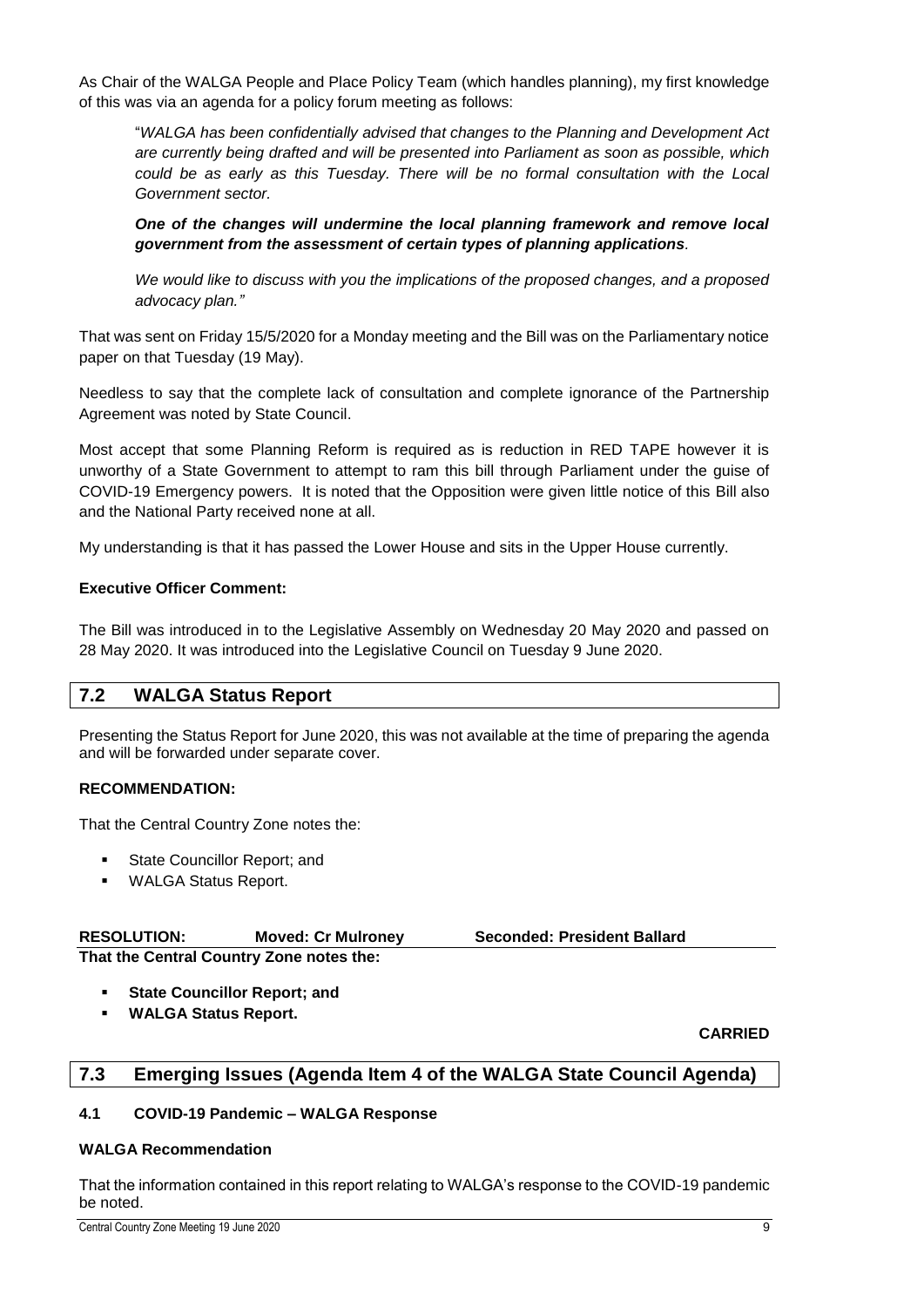As Chair of the WALGA People and Place Policy Team (which handles planning), my first knowledge of this was via an agenda for a policy forum meeting as follows:

> "*WALGA has been confidentially advised that changes to the Planning and Development Act are currently being drafted and will be presented into Parliament as soon as possible, which could be as early as this Tuesday. There will be no formal consultation with the Local Government sector.*
>
> ***One of the changes will undermine the local planning framework and remove local government from the assessment of certain types of planning applications.***
>
> *We would like to discuss with you the implications of the proposed changes, and a proposed advocacy plan."*

That was sent on Friday 15/5/2020 for a Monday meeting and the Bill was on the Parliamentary notice paper on that Tuesday (19 May).

Needless to say that the complete lack of consultation and complete ignorance of the Partnership Agreement was noted by State Council.

Most accept that some Planning Reform is required as is reduction in RED TAPE however it is unworthy of a State Government to attempt to ram this bill through Parliament under the guise of COVID-19 Emergency powers. It is noted that the Opposition were given little notice of this Bill also and the National Party received none at all.

My understanding is that it has passed the Lower House and sits in the Upper House currently.

**Executive Officer Comment:**

The Bill was introduced in to the Legislative Assembly on Wednesday 20 May 2020 and passed on 28 May 2020. It was introduced into the Legislative Council on Tuesday 9 June 2020.

## 7.2 WALGA Status Report

Presenting the Status Report for June 2020, this was not available at the time of preparing the agenda and will be forwarded under separate cover.

**RECOMMENDATION:**

That the Central Country Zone notes the:

- State Councillor Report; and
- WALGA Status Report.

**RESOLUTION: Moved: Cr Mulroney Seconded: President Ballard**

**That the Central Country Zone notes the:**

- **State Councillor Report; and**
- **WALGA Status Report.**

**CARRIED**

## 7.3 Emerging Issues (Agenda Item 4 of the WALGA State Council Agenda)

### 4.1 COVID-19 Pandemic – WALGA Response

**WALGA Recommendation**

That the information contained in this report relating to WALGA's response to the COVID-19 pandemic be noted.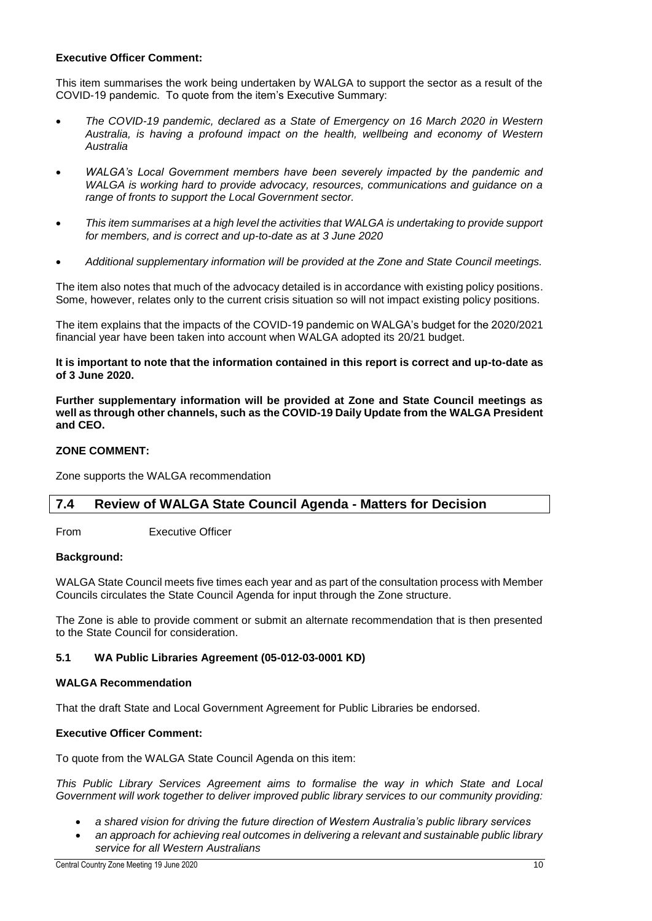**Executive Officer Comment:**

This item summarises the work being undertaken by WALGA to support the sector as a result of the COVID-19 pandemic. To quote from the item's Executive Summary:

- *The COVID-19 pandemic, declared as a State of Emergency on 16 March 2020 in Western Australia, is having a profound impact on the health, wellbeing and economy of Western Australia*
- *WALGA's Local Government members have been severely impacted by the pandemic and WALGA is working hard to provide advocacy, resources, communications and guidance on a range of fronts to support the Local Government sector.*
- *This item summarises at a high level the activities that WALGA is undertaking to provide support for members, and is correct and up-to-date as at 3 June 2020*
- *Additional supplementary information will be provided at the Zone and State Council meetings.*

The item also notes that much of the advocacy detailed is in accordance with existing policy positions. Some, however, relates only to the current crisis situation so will not impact existing policy positions.

The item explains that the impacts of the COVID-19 pandemic on WALGA's budget for the 2020/2021 financial year have been taken into account when WALGA adopted its 20/21 budget.

**It is important to note that the information contained in this report is correct and up-to-date as of 3 June 2020.**

**Further supplementary information will be provided at Zone and State Council meetings as well as through other channels, such as the COVID-19 Daily Update from the WALGA President and CEO.**

**ZONE COMMENT:**

Zone supports the WALGA recommendation

## 7.4 Review of WALGA State Council Agenda - Matters for Decision

From Executive Officer

**Background:**

WALGA State Council meets five times each year and as part of the consultation process with Member Councils circulates the State Council Agenda for input through the Zone structure.

The Zone is able to provide comment or submit an alternate recommendation that is then presented to the State Council for consideration.

**5.1 WA Public Libraries Agreement (05-012-03-0001 KD)**

**WALGA Recommendation**

That the draft State and Local Government Agreement for Public Libraries be endorsed.

**Executive Officer Comment:**

To quote from the WALGA State Council Agenda on this item:

*This Public Library Services Agreement aims to formalise the way in which State and Local Government will work together to deliver improved public library services to our community providing:*

- *a shared vision for driving the future direction of Western Australia's public library services*
- *an approach for achieving real outcomes in delivering a relevant and sustainable public library service for all Western Australians*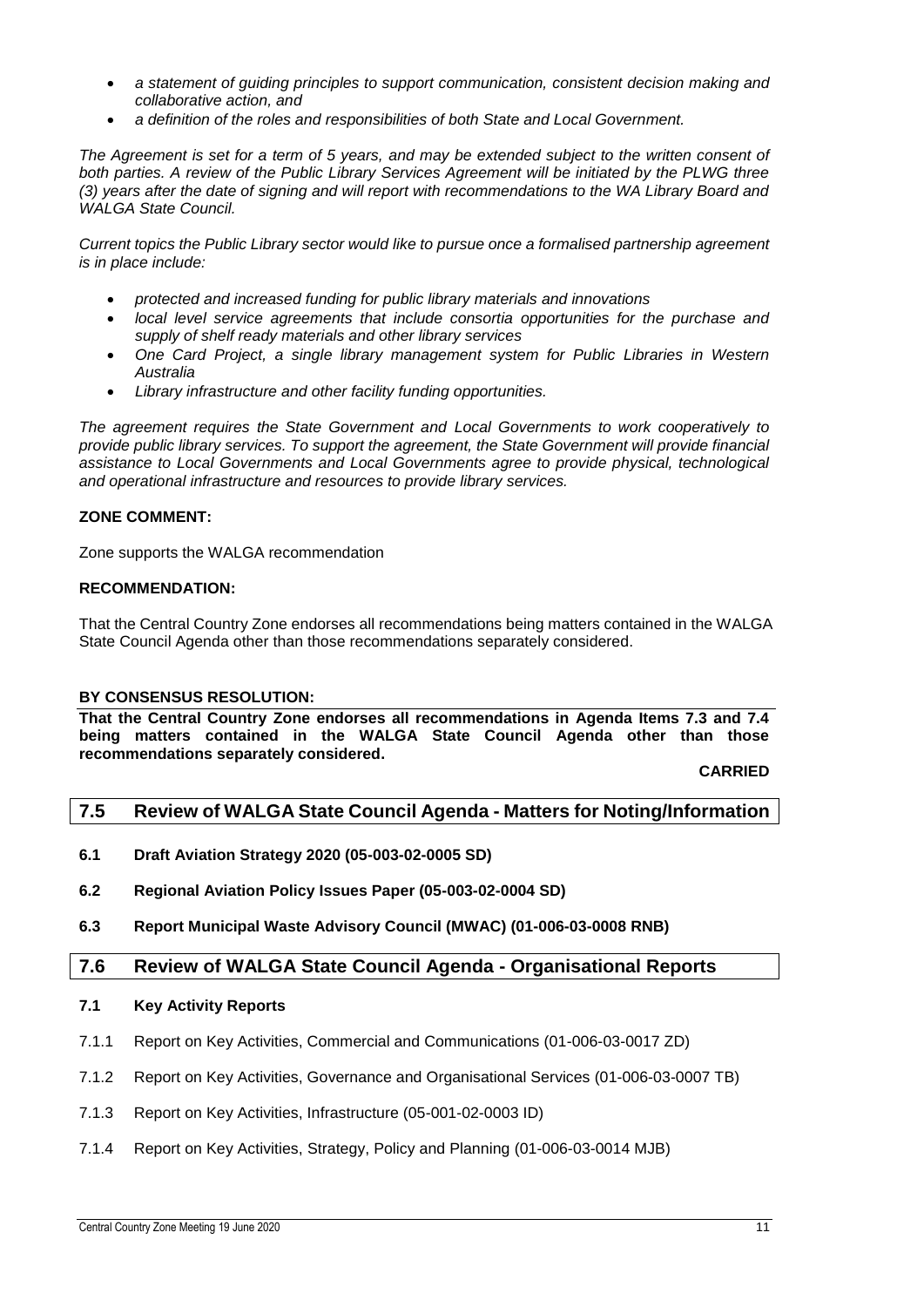- *a statement of guiding principles to support communication, consistent decision making and collaborative action, and*
- *a definition of the roles and responsibilities of both State and Local Government.*

*The Agreement is set for a term of 5 years, and may be extended subject to the written consent of both parties. A review of the Public Library Services Agreement will be initiated by the PLWG three (3) years after the date of signing and will report with recommendations to the WA Library Board and WALGA State Council.*

*Current topics the Public Library sector would like to pursue once a formalised partnership agreement is in place include:*

- *protected and increased funding for public library materials and innovations*
- *local level service agreements that include consortia opportunities for the purchase and supply of shelf ready materials and other library services*
- *One Card Project, a single library management system for Public Libraries in Western Australia*
- *Library infrastructure and other facility funding opportunities.*

*The agreement requires the State Government and Local Governments to work cooperatively to provide public library services. To support the agreement, the State Government will provide financial assistance to Local Governments and Local Governments agree to provide physical, technological and operational infrastructure and resources to provide library services.*

**ZONE COMMENT:**

Zone supports the WALGA recommendation

**RECOMMENDATION:**

That the Central Country Zone endorses all recommendations being matters contained in the WALGA State Council Agenda other than those recommendations separately considered.

**BY CONSENSUS RESOLUTION:**

**That the Central Country Zone endorses all recommendations in Agenda Items 7.3 and 7.4 being matters contained in the WALGA State Council Agenda other than those recommendations separately considered.**

**CARRIED**

## 7.5 Review of WALGA State Council Agenda - Matters for Noting/Information

**6.1 Draft Aviation Strategy 2020 (05-003-02-0005 SD)**

**6.2 Regional Aviation Policy Issues Paper (05-003-02-0004 SD)**

**6.3 Report Municipal Waste Advisory Council (MWAC) (01-006-03-0008 RNB)**

## 7.6 Review of WALGA State Council Agenda - Organisational Reports

**7.1 Key Activity Reports**

7.1.1 Report on Key Activities, Commercial and Communications (01-006-03-0017 ZD)

7.1.2 Report on Key Activities, Governance and Organisational Services (01-006-03-0007 TB)

7.1.3 Report on Key Activities, Infrastructure (05-001-02-0003 ID)

7.1.4 Report on Key Activities, Strategy, Policy and Planning (01-006-03-0014 MJB)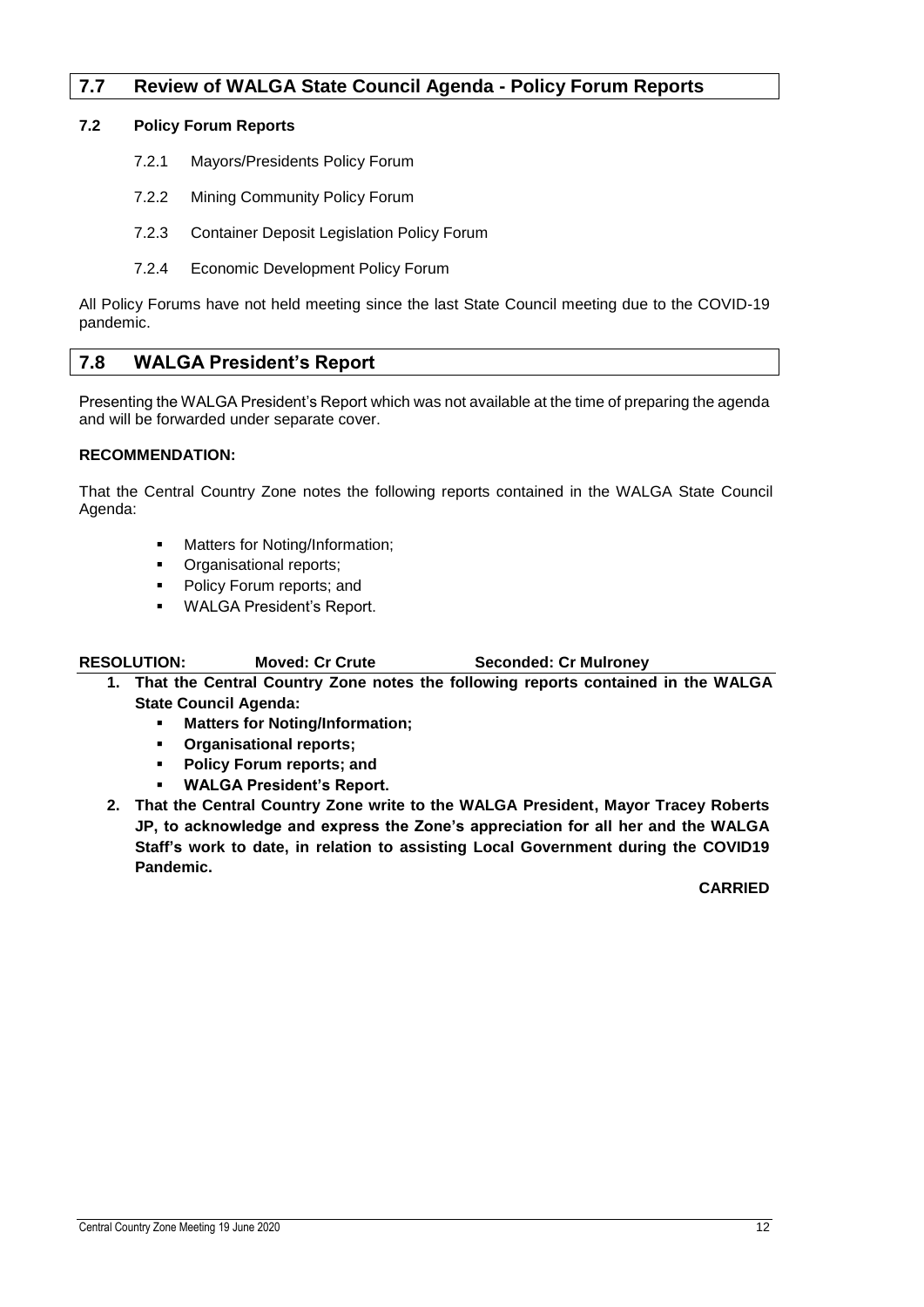## 7.7 Review of WALGA State Council Agenda - Policy Forum Reports

### 7.2 Policy Forum Reports

- 7.2.1 Mayors/Presidents Policy Forum
- 7.2.2 Mining Community Policy Forum
- 7.2.3 Container Deposit Legislation Policy Forum
- 7.2.4 Economic Development Policy Forum

All Policy Forums have not held meeting since the last State Council meeting due to the COVID-19 pandemic.

## 7.8 WALGA President's Report

Presenting the WALGA President's Report which was not available at the time of preparing the agenda and will be forwarded under separate cover.

**RECOMMENDATION:**

That the Central Country Zone notes the following reports contained in the WALGA State Council Agenda:

- Matters for Noting/Information;
- Organisational reports;
- Policy Forum reports; and
- WALGA President's Report.

**RESOLUTION: Moved: Cr Crute Seconded: Cr Mulroney**

1. **That the Central Country Zone notes the following reports contained in the WALGA State Council Agenda:**
   - **Matters for Noting/Information;**
   - **Organisational reports;**
   - **Policy Forum reports; and**
   - **WALGA President's Report.**
2. **That the Central Country Zone write to the WALGA President, Mayor Tracey Roberts JP, to acknowledge and express the Zone's appreciation for all her and the WALGA Staff's work to date, in relation to assisting Local Government during the COVID19 Pandemic.**

**CARRIED**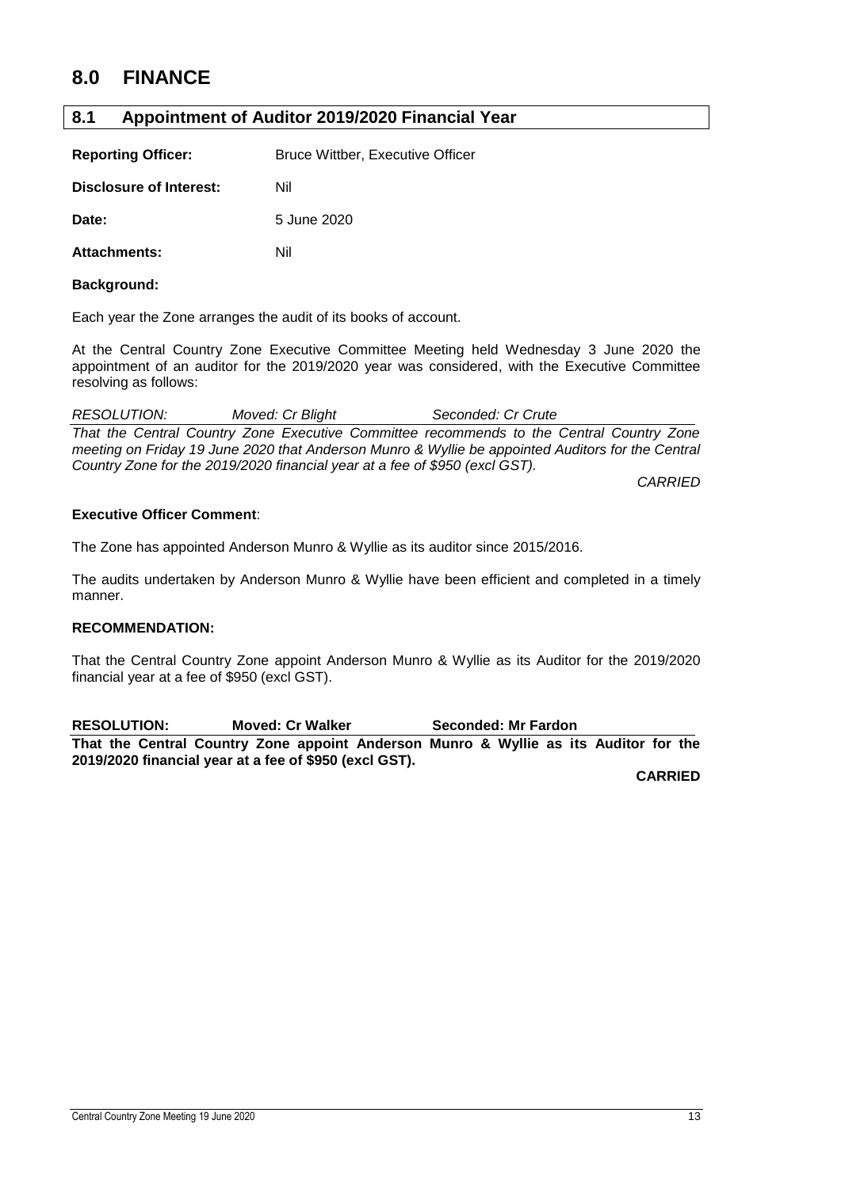# 8.0 FINANCE

## 8.1 Appointment of Auditor 2019/2020 Financial Year

**Reporting Officer:** Bruce Wittber, Executive Officer

**Disclosure of Interest:** Nil

**Date:** 5 June 2020

**Attachments:** Nil

**Background:**

Each year the Zone arranges the audit of its books of account.

At the Central Country Zone Executive Committee Meeting held Wednesday 3 June 2020 the appointment of an auditor for the 2019/2020 year was considered, with the Executive Committee resolving as follows:

*RESOLUTION: Moved: Cr Blight Seconded: Cr Crute*

*That the Central Country Zone Executive Committee recommends to the Central Country Zone meeting on Friday 19 June 2020 that Anderson Munro & Wyllie be appointed Auditors for the Central Country Zone for the 2019/2020 financial year at a fee of $950 (excl GST).*

*CARRIED*

**Executive Officer Comment**:

The Zone has appointed Anderson Munro & Wyllie as its auditor since 2015/2016.

The audits undertaken by Anderson Munro & Wyllie have been efficient and completed in a timely manner.

**RECOMMENDATION:**

That the Central Country Zone appoint Anderson Munro & Wyllie as its Auditor for the 2019/2020 financial year at a fee of $950 (excl GST).

**RESOLUTION: Moved: Cr Walker Seconded: Mr Fardon**

**That the Central Country Zone appoint Anderson Munro & Wyllie as its Auditor for the 2019/2020 financial year at a fee of $950 (excl GST).**

**CARRIED**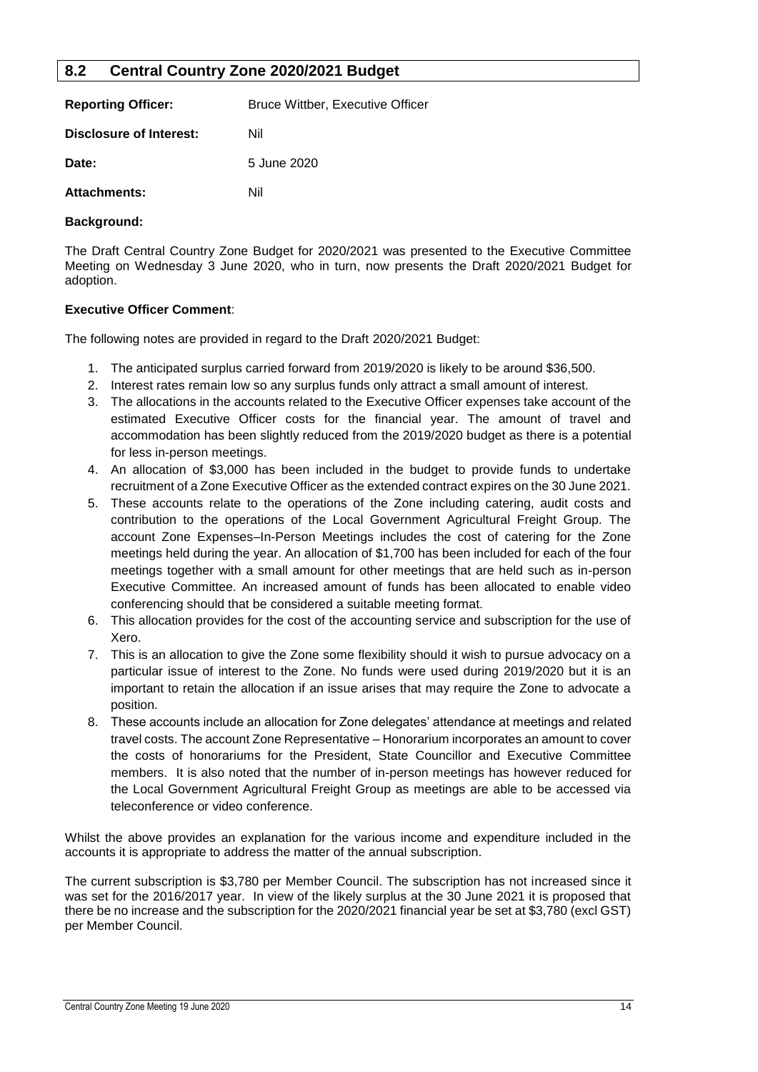## 8.2 Central Country Zone 2020/2021 Budget

**Reporting Officer:** Bruce Wittber, Executive Officer

**Disclosure of Interest:** Nil

**Date:** 5 June 2020

**Attachments:** Nil

**Background:**

The Draft Central Country Zone Budget for 2020/2021 was presented to the Executive Committee Meeting on Wednesday 3 June 2020, who in turn, now presents the Draft 2020/2021 Budget for adoption.

**Executive Officer Comment**:

The following notes are provided in regard to the Draft 2020/2021 Budget:

1. The anticipated surplus carried forward from 2019/2020 is likely to be around $36,500.
2. Interest rates remain low so any surplus funds only attract a small amount of interest.
3. The allocations in the accounts related to the Executive Officer expenses take account of the estimated Executive Officer costs for the financial year. The amount of travel and accommodation has been slightly reduced from the 2019/2020 budget as there is a potential for less in-person meetings.
4. An allocation of $3,000 has been included in the budget to provide funds to undertake recruitment of a Zone Executive Officer as the extended contract expires on the 30 June 2021.
5. These accounts relate to the operations of the Zone including catering, audit costs and contribution to the operations of the Local Government Agricultural Freight Group. The account Zone Expenses–In-Person Meetings includes the cost of catering for the Zone meetings held during the year. An allocation of $1,700 has been included for each of the four meetings together with a small amount for other meetings that are held such as in-person Executive Committee. An increased amount of funds has been allocated to enable video conferencing should that be considered a suitable meeting format.
6. This allocation provides for the cost of the accounting service and subscription for the use of Xero.
7. This is an allocation to give the Zone some flexibility should it wish to pursue advocacy on a particular issue of interest to the Zone. No funds were used during 2019/2020 but it is an important to retain the allocation if an issue arises that may require the Zone to advocate a position.
8. These accounts include an allocation for Zone delegates' attendance at meetings and related travel costs. The account Zone Representative – Honorarium incorporates an amount to cover the costs of honorariums for the President, State Councillor and Executive Committee members. It is also noted that the number of in-person meetings has however reduced for the Local Government Agricultural Freight Group as meetings are able to be accessed via teleconference or video conference.

Whilst the above provides an explanation for the various income and expenditure included in the accounts it is appropriate to address the matter of the annual subscription.

The current subscription is $3,780 per Member Council. The subscription has not increased since it was set for the 2016/2017 year. In view of the likely surplus at the 30 June 2021 it is proposed that there be no increase and the subscription for the 2020/2021 financial year be set at $3,780 (excl GST) per Member Council.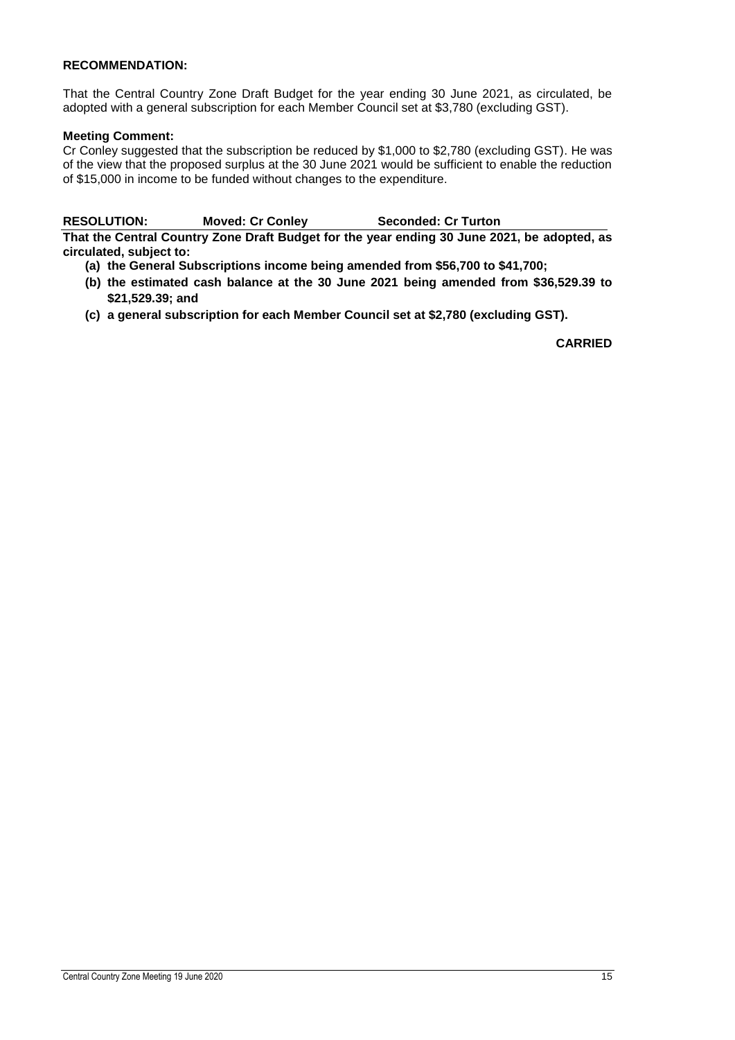**RECOMMENDATION:**

That the Central Country Zone Draft Budget for the year ending 30 June 2021, as circulated, be adopted with a general subscription for each Member Council set at $3,780 (excluding GST).

**Meeting Comment:**
Cr Conley suggested that the subscription be reduced by $1,000 to $2,780 (excluding GST). He was of the view that the proposed surplus at the 30 June 2021 would be sufficient to enable the reduction of $15,000 in income to be funded without changes to the expenditure.

**RESOLUTION:** **Moved: Cr Conley** **Seconded: Cr Turton**

**That the Central Country Zone Draft Budget for the year ending 30 June 2021, be adopted, as circulated, subject to:**

**(a) the General Subscriptions income being amended from $56,700 to $41,700;**

**(b) the estimated cash balance at the 30 June 2021 being amended from $36,529.39 to $21,529.39; and**

**(c) a general subscription for each Member Council set at $2,780 (excluding GST).**

**CARRIED**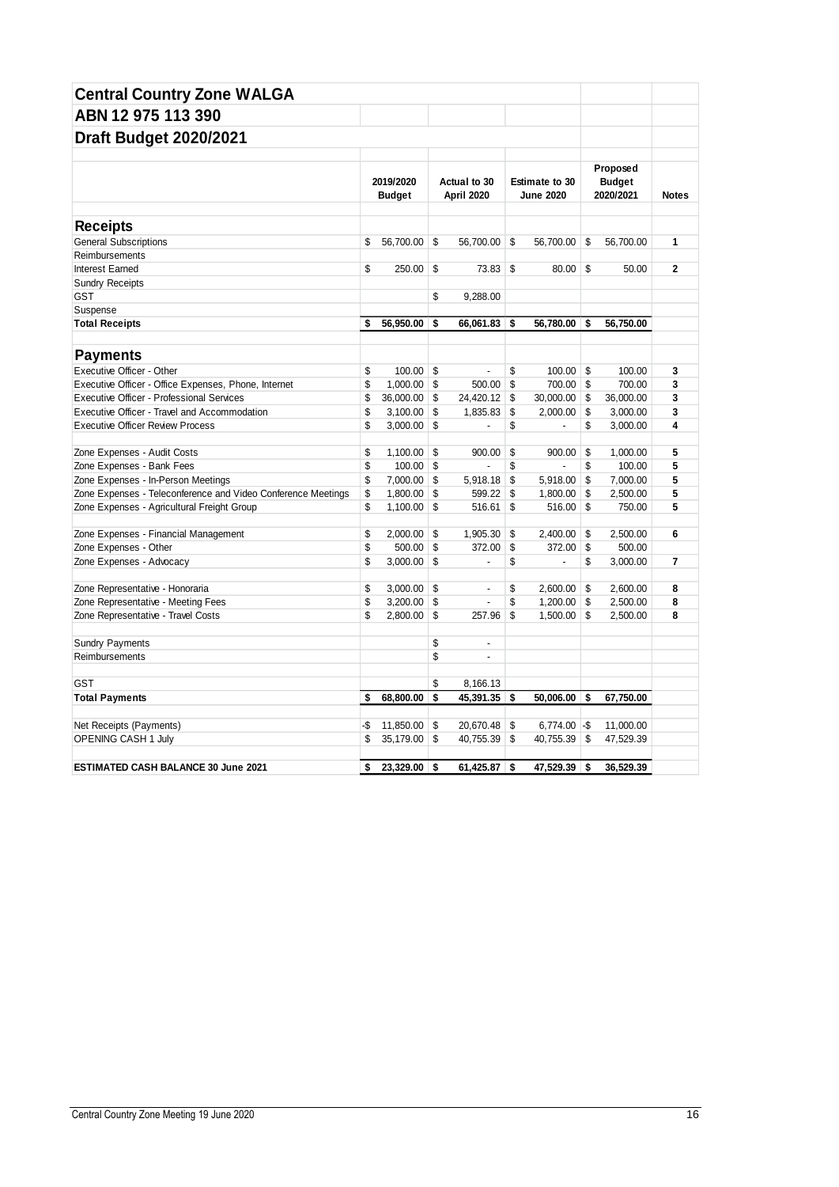## Central Country Zone WALGA

## ABN 12 975 113 390

## Draft Budget 2020/2021

| | 2019/2020 Budget | Actual to 30 April 2020 | Estimate to 30 June 2020 | Proposed Budget 2020/2021 | Notes |
|---|---|---|---|---|---|
| **Receipts** | | | | | |
| General Subscriptions | $ 56,700.00 | $ 56,700.00 | $ 56,700.00 | $ 56,700.00 | 1 |
| Reimbursements | | | | | |
| Interest Earned | $ 250.00 | $ 73.83 | $ 80.00 | $ 50.00 | 2 |
| Sundry Receipts | | | | | |
| GST | | $ 9,288.00 | | | |
| Suspense | | | | | |
| **Total Receipts** | **$ 56,950.00** | **$ 66,061.83** | **$ 56,780.00** | **$ 56,750.00** | |
| **Payments** | | | | | |
| Executive Officer - Other | $ 100.00 | $ - | $ 100.00 | $ 100.00 | 3 |
| Executive Officer - Office Expenses, Phone, Internet | $ 1,000.00 | $ 500.00 | $ 700.00 | $ 700.00 | 3 |
| Executive Officer - Professional Services | $ 36,000.00 | $ 24,420.12 | $ 30,000.00 | $ 36,000.00 | 3 |
| Executive Officer - Travel and Accommodation | $ 3,100.00 | $ 1,835.83 | $ 2,000.00 | $ 3,000.00 | 3 |
| Executive Officer Review Process | $ 3,000.00 | $ - | $ - | $ 3,000.00 | 4 |
| Zone Expenses - Audit Costs | $ 1,100.00 | $ 900.00 | $ 900.00 | $ 1,000.00 | 5 |
| Zone Expenses - Bank Fees | $ 100.00 | $ - | $ - | $ 100.00 | 5 |
| Zone Expenses - In-Person Meetings | $ 7,000.00 | $ 5,918.18 | $ 5,918.00 | $ 7,000.00 | 5 |
| Zone Expenses - Teleconference and Video Conference Meetings | $ 1,800.00 | $ 599.22 | $ 1,800.00 | $ 2,500.00 | 5 |
| Zone Expenses - Agricultural Freight Group | $ 1,100.00 | $ 516.61 | $ 516.00 | $ 750.00 | 5 |
| Zone Expenses - Financial Management | $ 2,000.00 | $ 1,905.30 | $ 2,400.00 | $ 2,500.00 | 6 |
| Zone Expenses - Other | $ 500.00 | $ 372.00 | $ 372.00 | $ 500.00 | |
| Zone Expenses - Advocacy | $ 3,000.00 | $ - | $ - | $ 3,000.00 | 7 |
| Zone Representative - Honoraria | $ 3,000.00 | $ - | $ 2,600.00 | $ 2,600.00 | 8 |
| Zone Representative - Meeting Fees | $ 3,200.00 | $ - | $ 1,200.00 | $ 2,500.00 | 8 |
| Zone Representative - Travel Costs | $ 2,800.00 | $ 257.96 | $ 1,500.00 | $ 2,500.00 | 8 |
| Sundry Payments | | $ - | | | |
| Reimbursements | | $ - | | | |
| GST | | $ 8,166.13 | | | |
| **Total Payments** | **$ 68,800.00** | **$ 45,391.35** | **$ 50,006.00** | **$ 67,750.00** | |
| Net Receipts (Payments) | -$ 11,850.00 | $ 20,670.48 | $ 6,774.00 | -$ 11,000.00 | |
| OPENING CASH 1 July | $ 35,179.00 | $ 40,755.39 | $ 40,755.39 | $ 47,529.39 | |
| **ESTIMATED CASH BALANCE 30 June 2021** | **$ 23,329.00** | **$ 61,425.87** | **$ 47,529.39** | **$ 36,529.39** | |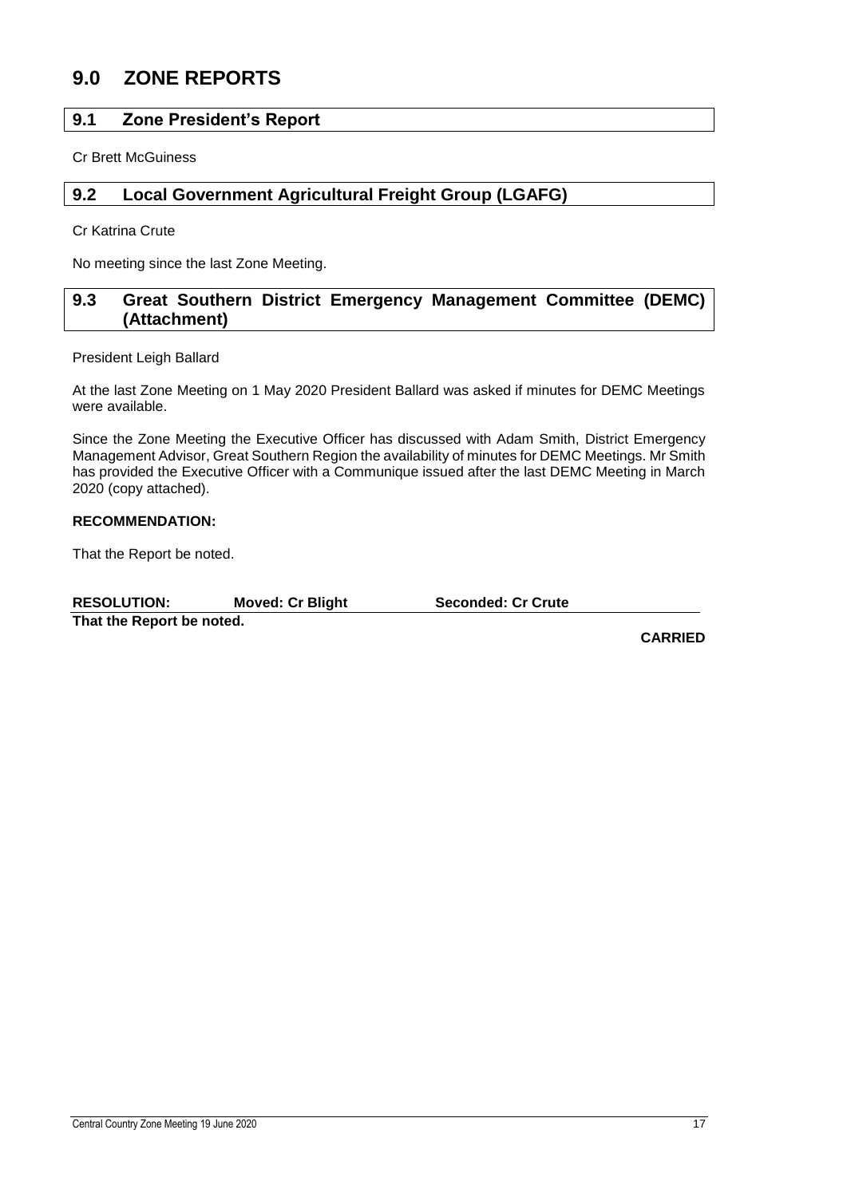# 9.0 ZONE REPORTS

## 9.1 Zone President's Report

Cr Brett McGuiness

## 9.2 Local Government Agricultural Freight Group (LGAFG)

Cr Katrina Crute

No meeting since the last Zone Meeting.

## 9.3 Great Southern District Emergency Management Committee (DEMC) (Attachment)

President Leigh Ballard

At the last Zone Meeting on 1 May 2020 President Ballard was asked if minutes for DEMC Meetings were available.

Since the Zone Meeting the Executive Officer has discussed with Adam Smith, District Emergency Management Advisor, Great Southern Region the availability of minutes for DEMC Meetings. Mr Smith has provided the Executive Officer with a Communique issued after the last DEMC Meeting in March 2020 (copy attached).

**RECOMMENDATION:**

That the Report be noted.

**RESOLUTION: Moved: Cr Blight Seconded: Cr Crute**

**That the Report be noted.**

**CARRIED**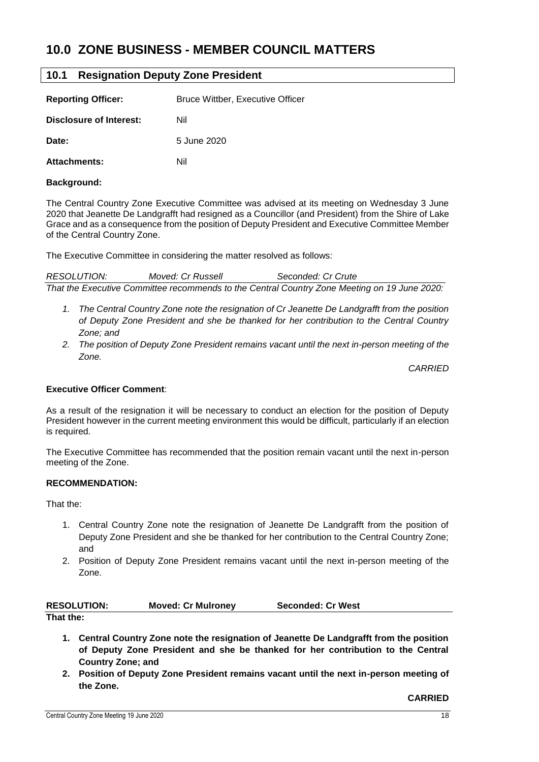# 10.0 ZONE BUSINESS - MEMBER COUNCIL MATTERS

## 10.1 Resignation Deputy Zone President

**Reporting Officer:** Bruce Wittber, Executive Officer

**Disclosure of Interest:** Nil

**Date:** 5 June 2020

**Attachments:** Nil

**Background:**

The Central Country Zone Executive Committee was advised at its meeting on Wednesday 3 June 2020 that Jeanette De Landgrafft had resigned as a Councillor (and President) from the Shire of Lake Grace and as a consequence from the position of Deputy President and Executive Committee Member of the Central Country Zone.

The Executive Committee in considering the matter resolved as follows:

*RESOLUTION: Moved: Cr Russell Seconded: Cr Crute*

*That the Executive Committee recommends to the Central Country Zone Meeting on 19 June 2020:*

1. *The Central Country Zone note the resignation of Cr Jeanette De Landgrafft from the position of Deputy Zone President and she be thanked for her contribution to the Central Country Zone; and*
2. *The position of Deputy Zone President remains vacant until the next in-person meeting of the Zone.*

*CARRIED*

**Executive Officer Comment**:

As a result of the resignation it will be necessary to conduct an election for the position of Deputy President however in the current meeting environment this would be difficult, particularly if an election is required.

The Executive Committee has recommended that the position remain vacant until the next in-person meeting of the Zone.

**RECOMMENDATION:**

That the:

1. Central Country Zone note the resignation of Jeanette De Landgrafft from the position of Deputy Zone President and she be thanked for her contribution to the Central Country Zone; and
2. Position of Deputy Zone President remains vacant until the next in-person meeting of the Zone.

**RESOLUTION: Moved: Cr Mulroney Seconded: Cr West**

**That the:**

1. **Central Country Zone note the resignation of Jeanette De Landgrafft from the position of Deputy Zone President and she be thanked for her contribution to the Central Country Zone; and**
2. **Position of Deputy Zone President remains vacant until the next in-person meeting of the Zone.**

**CARRIED**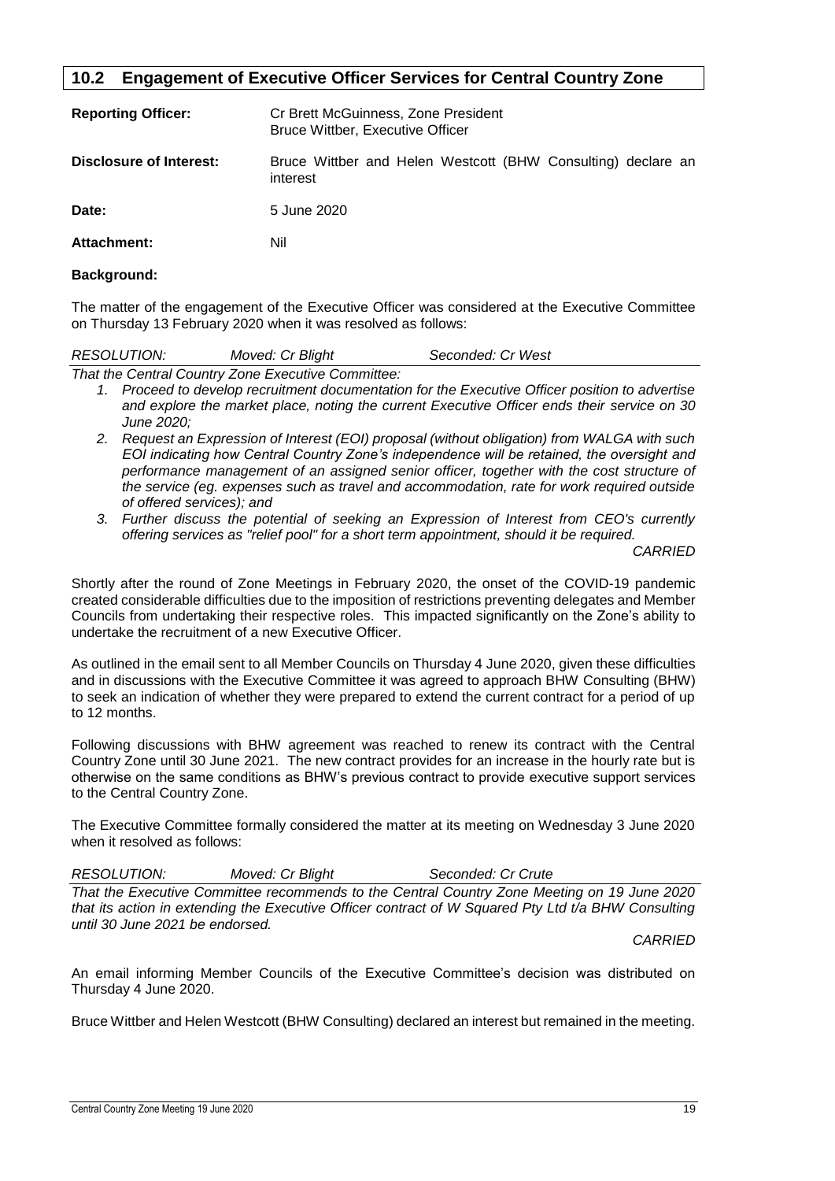## 10.2 Engagement of Executive Officer Services for Central Country Zone

**Reporting Officer:** Cr Brett McGuinness, Zone President
Bruce Wittber, Executive Officer

**Disclosure of Interest:** Bruce Wittber and Helen Westcott (BHW Consulting) declare an interest

**Date:** 5 June 2020

**Attachment:** Nil

**Background:**

The matter of the engagement of the Executive Officer was considered at the Executive Committee on Thursday 13 February 2020 when it was resolved as follows:

*RESOLUTION: Moved: Cr Blight Seconded: Cr West*

*That the Central Country Zone Executive Committee:*

1. *Proceed to develop recruitment documentation for the Executive Officer position to advertise and explore the market place, noting the current Executive Officer ends their service on 30 June 2020;*
2. *Request an Expression of Interest (EOI) proposal (without obligation) from WALGA with such EOI indicating how Central Country Zone's independence will be retained, the oversight and performance management of an assigned senior officer, together with the cost structure of the service (eg. expenses such as travel and accommodation, rate for work required outside of offered services); and*
3. *Further discuss the potential of seeking an Expression of Interest from CEO's currently offering services as "relief pool" for a short term appointment, should it be required.*

*CARRIED*

Shortly after the round of Zone Meetings in February 2020, the onset of the COVID-19 pandemic created considerable difficulties due to the imposition of restrictions preventing delegates and Member Councils from undertaking their respective roles. This impacted significantly on the Zone's ability to undertake the recruitment of a new Executive Officer.

As outlined in the email sent to all Member Councils on Thursday 4 June 2020, given these difficulties and in discussions with the Executive Committee it was agreed to approach BHW Consulting (BHW) to seek an indication of whether they were prepared to extend the current contract for a period of up to 12 months.

Following discussions with BHW agreement was reached to renew its contract with the Central Country Zone until 30 June 2021. The new contract provides for an increase in the hourly rate but is otherwise on the same conditions as BHW's previous contract to provide executive support services to the Central Country Zone.

The Executive Committee formally considered the matter at its meeting on Wednesday 3 June 2020 when it resolved as follows:

*RESOLUTION: Moved: Cr Blight Seconded: Cr Crute*

*That the Executive Committee recommends to the Central Country Zone Meeting on 19 June 2020 that its action in extending the Executive Officer contract of W Squared Pty Ltd t/a BHW Consulting until 30 June 2021 be endorsed.*

*CARRIED*

An email informing Member Councils of the Executive Committee's decision was distributed on Thursday 4 June 2020.

Bruce Wittber and Helen Westcott (BHW Consulting) declared an interest but remained in the meeting.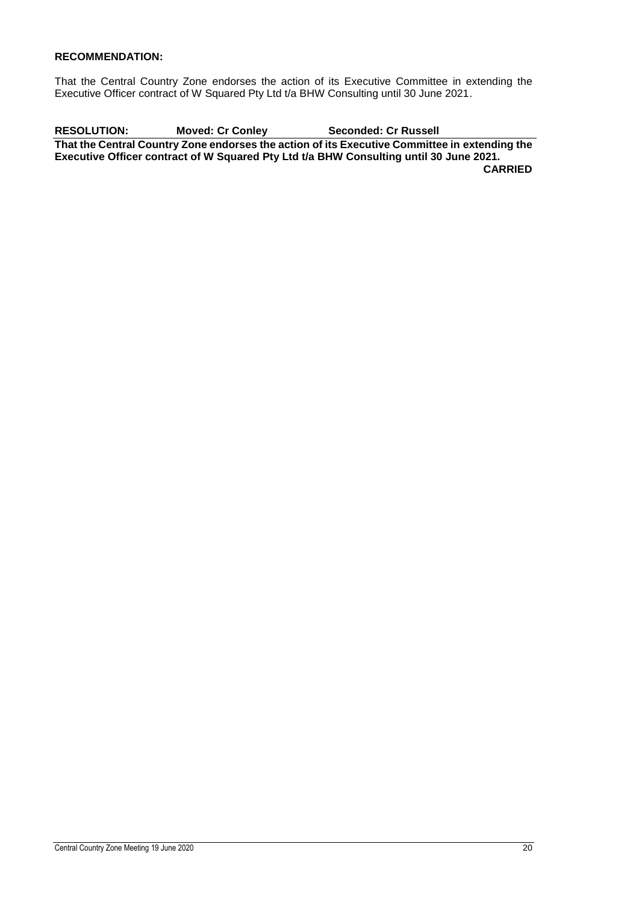**RECOMMENDATION:**

That the Central Country Zone endorses the action of its Executive Committee in extending the Executive Officer contract of W Squared Pty Ltd t/a BHW Consulting until 30 June 2021.

**RESOLUTION: Moved: Cr Conley Seconded: Cr Russell**

**That the Central Country Zone endorses the action of its Executive Committee in extending the Executive Officer contract of W Squared Pty Ltd t/a BHW Consulting until 30 June 2021.**

**CARRIED**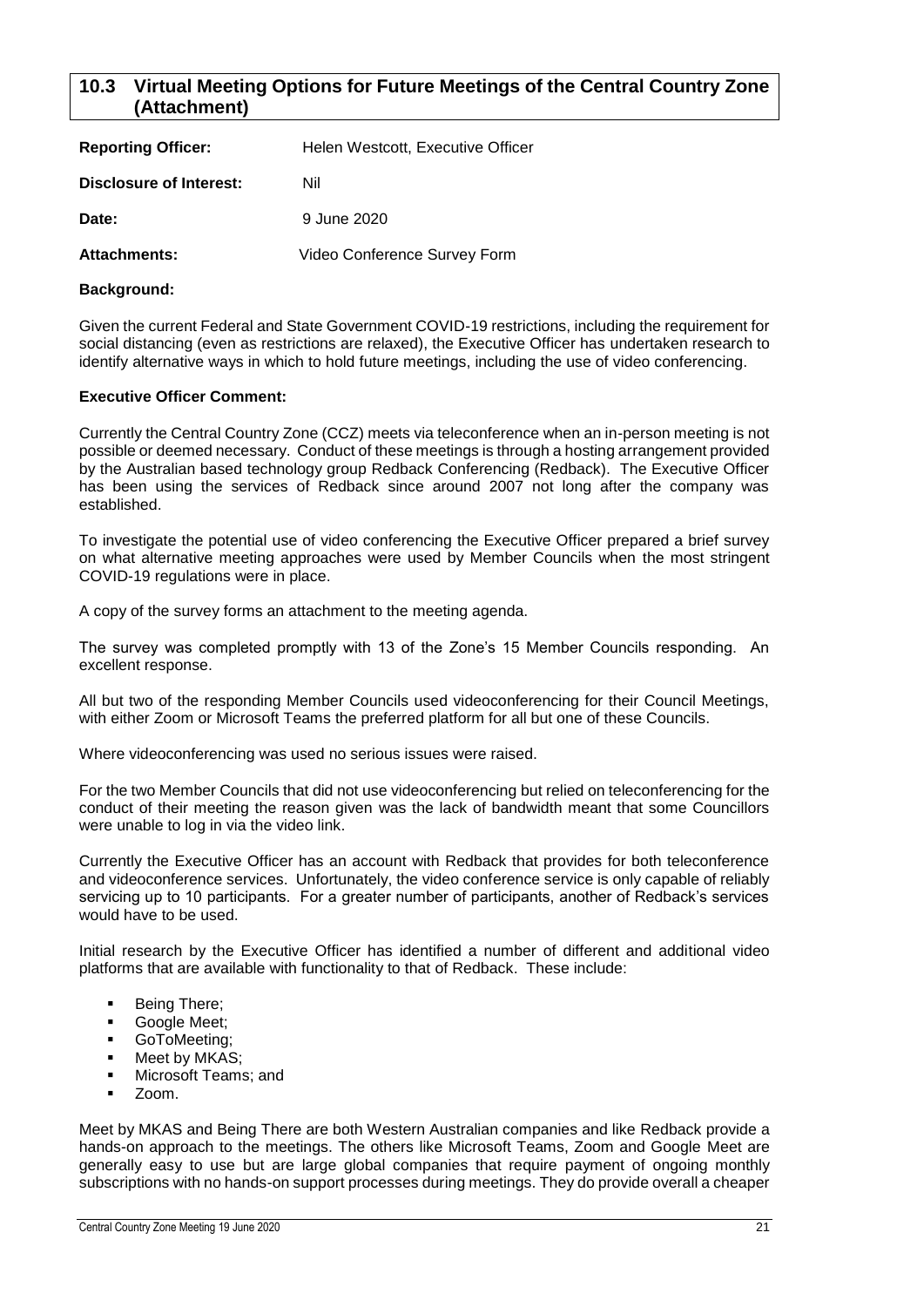## 10.3 Virtual Meeting Options for Future Meetings of the Central Country Zone (Attachment)

**Reporting Officer:** Helen Westcott, Executive Officer

**Disclosure of Interest:** Nil

**Date:** 9 June 2020

**Attachments:** Video Conference Survey Form

**Background:**

Given the current Federal and State Government COVID-19 restrictions, including the requirement for social distancing (even as restrictions are relaxed), the Executive Officer has undertaken research to identify alternative ways in which to hold future meetings, including the use of video conferencing.

**Executive Officer Comment:**

Currently the Central Country Zone (CCZ) meets via teleconference when an in-person meeting is not possible or deemed necessary. Conduct of these meetings is through a hosting arrangement provided by the Australian based technology group Redback Conferencing (Redback). The Executive Officer has been using the services of Redback since around 2007 not long after the company was established.

To investigate the potential use of video conferencing the Executive Officer prepared a brief survey on what alternative meeting approaches were used by Member Councils when the most stringent COVID-19 regulations were in place.

A copy of the survey forms an attachment to the meeting agenda.

The survey was completed promptly with 13 of the Zone's 15 Member Councils responding. An excellent response.

All but two of the responding Member Councils used videoconferencing for their Council Meetings, with either Zoom or Microsoft Teams the preferred platform for all but one of these Councils.

Where videoconferencing was used no serious issues were raised.

For the two Member Councils that did not use videoconferencing but relied on teleconferencing for the conduct of their meeting the reason given was the lack of bandwidth meant that some Councillors were unable to log in via the video link.

Currently the Executive Officer has an account with Redback that provides for both teleconference and videoconference services. Unfortunately, the video conference service is only capable of reliably servicing up to 10 participants. For a greater number of participants, another of Redback's services would have to be used.

Initial research by the Executive Officer has identified a number of different and additional video platforms that are available with functionality to that of Redback. These include:

- Being There;
- Google Meet;
- GoToMeeting;
- Meet by MKAS;
- Microsoft Teams; and
- Zoom.

Meet by MKAS and Being There are both Western Australian companies and like Redback provide a hands-on approach to the meetings. The others like Microsoft Teams, Zoom and Google Meet are generally easy to use but are large global companies that require payment of ongoing monthly subscriptions with no hands-on support processes during meetings. They do provide overall a cheaper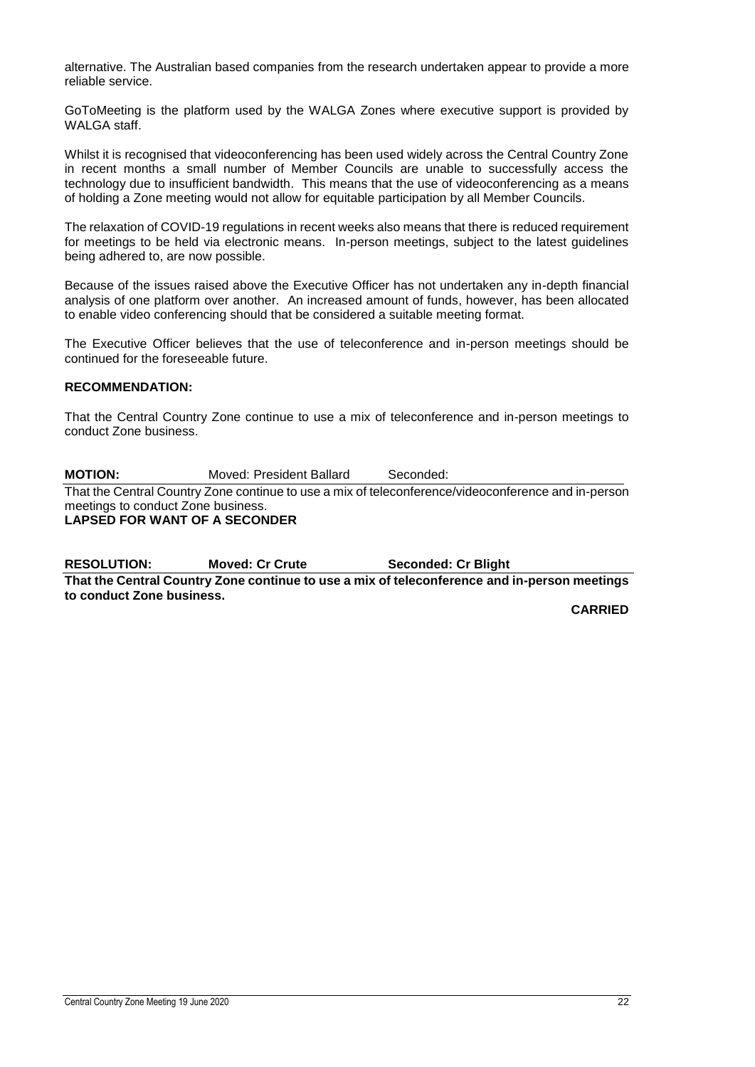alternative. The Australian based companies from the research undertaken appear to provide a more reliable service.

GoToMeeting is the platform used by the WALGA Zones where executive support is provided by WALGA staff.

Whilst it is recognised that videoconferencing has been used widely across the Central Country Zone in recent months a small number of Member Councils are unable to successfully access the technology due to insufficient bandwidth. This means that the use of videoconferencing as a means of holding a Zone meeting would not allow for equitable participation by all Member Councils.

The relaxation of COVID-19 regulations in recent weeks also means that there is reduced requirement for meetings to be held via electronic means. In-person meetings, subject to the latest guidelines being adhered to, are now possible.

Because of the issues raised above the Executive Officer has not undertaken any in-depth financial analysis of one platform over another. An increased amount of funds, however, has been allocated to enable video conferencing should that be considered a suitable meeting format.

The Executive Officer believes that the use of teleconference and in-person meetings should be continued for the foreseeable future.

**RECOMMENDATION:**

That the Central Country Zone continue to use a mix of teleconference and in-person meetings to conduct Zone business.

**MOTION:** Moved: President Ballard Seconded:

That the Central Country Zone continue to use a mix of teleconference/videoconference and in-person meetings to conduct Zone business.

**LAPSED FOR WANT OF A SECONDER**

**RESOLUTION:** **Moved: Cr Crute** **Seconded: Cr Blight**

**That the Central Country Zone continue to use a mix of teleconference and in-person meetings to conduct Zone business.**

**CARRIED**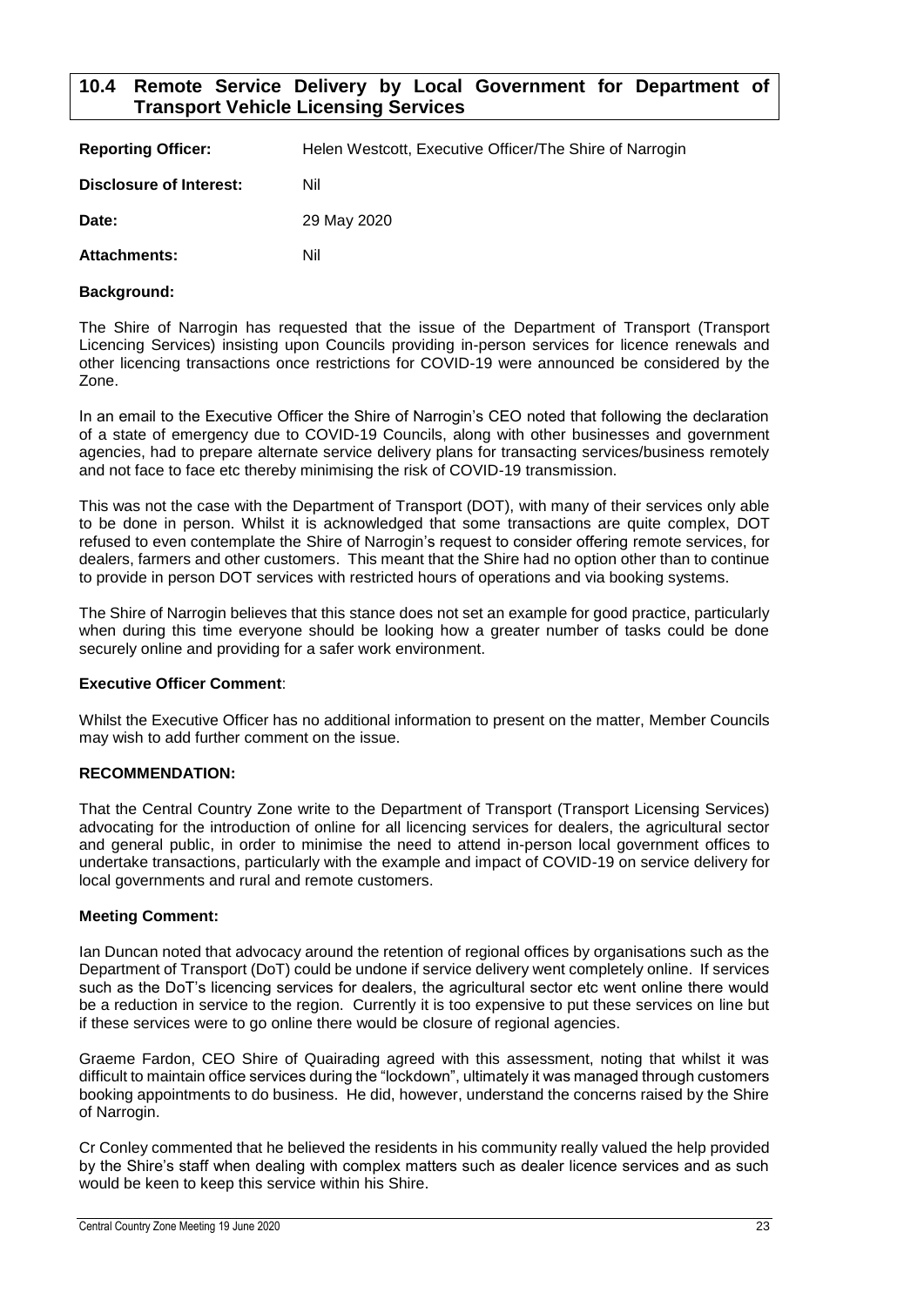## 10.4 Remote Service Delivery by Local Government for Department of Transport Vehicle Licensing Services

**Reporting Officer:** Helen Westcott, Executive Officer/The Shire of Narrogin

**Disclosure of Interest:** Nil

**Date:** 29 May 2020

**Attachments:** Nil

**Background:**

The Shire of Narrogin has requested that the issue of the Department of Transport (Transport Licencing Services) insisting upon Councils providing in-person services for licence renewals and other licencing transactions once restrictions for COVID-19 were announced be considered by the Zone.

In an email to the Executive Officer the Shire of Narrogin's CEO noted that following the declaration of a state of emergency due to COVID-19 Councils, along with other businesses and government agencies, had to prepare alternate service delivery plans for transacting services/business remotely and not face to face etc thereby minimising the risk of COVID-19 transmission.

This was not the case with the Department of Transport (DOT), with many of their services only able to be done in person. Whilst it is acknowledged that some transactions are quite complex, DOT refused to even contemplate the Shire of Narrogin's request to consider offering remote services, for dealers, farmers and other customers. This meant that the Shire had no option other than to continue to provide in person DOT services with restricted hours of operations and via booking systems.

The Shire of Narrogin believes that this stance does not set an example for good practice, particularly when during this time everyone should be looking how a greater number of tasks could be done securely online and providing for a safer work environment.

**Executive Officer Comment**:

Whilst the Executive Officer has no additional information to present on the matter, Member Councils may wish to add further comment on the issue.

**RECOMMENDATION:**

That the Central Country Zone write to the Department of Transport (Transport Licensing Services) advocating for the introduction of online for all licencing services for dealers, the agricultural sector and general public, in order to minimise the need to attend in-person local government offices to undertake transactions, particularly with the example and impact of COVID-19 on service delivery for local governments and rural and remote customers.

**Meeting Comment:**

Ian Duncan noted that advocacy around the retention of regional offices by organisations such as the Department of Transport (DoT) could be undone if service delivery went completely online. If services such as the DoT's licencing services for dealers, the agricultural sector etc went online there would be a reduction in service to the region. Currently it is too expensive to put these services on line but if these services were to go online there would be closure of regional agencies.

Graeme Fardon, CEO Shire of Quairading agreed with this assessment, noting that whilst it was difficult to maintain office services during the "lockdown", ultimately it was managed through customers booking appointments to do business. He did, however, understand the concerns raised by the Shire of Narrogin.

Cr Conley commented that he believed the residents in his community really valued the help provided by the Shire's staff when dealing with complex matters such as dealer licence services and as such would be keen to keep this service within his Shire.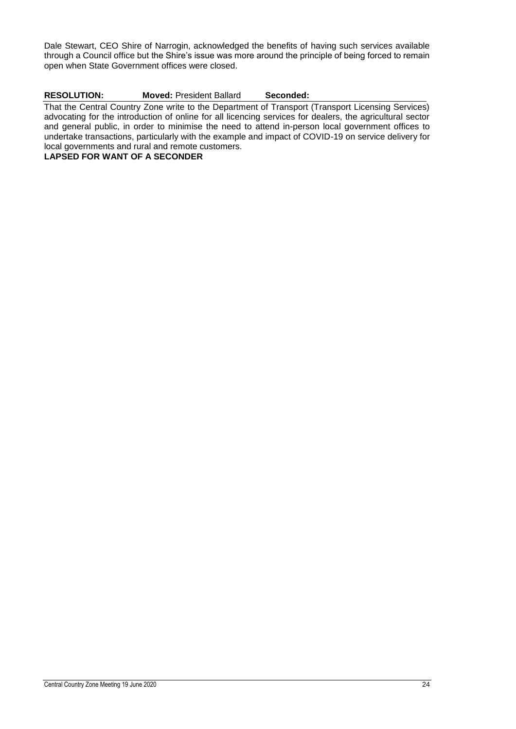Dale Stewart, CEO Shire of Narrogin, acknowledged the benefits of having such services available through a Council office but the Shire's issue was more around the principle of being forced to remain open when State Government offices were closed.

**RESOLUTION:** **Moved:** President Ballard **Seconded:**

That the Central Country Zone write to the Department of Transport (Transport Licensing Services) advocating for the introduction of online for all licencing services for dealers, the agricultural sector and general public, in order to minimise the need to attend in-person local government offices to undertake transactions, particularly with the example and impact of COVID-19 on service delivery for local governments and rural and remote customers.

**LAPSED FOR WANT OF A SECONDER**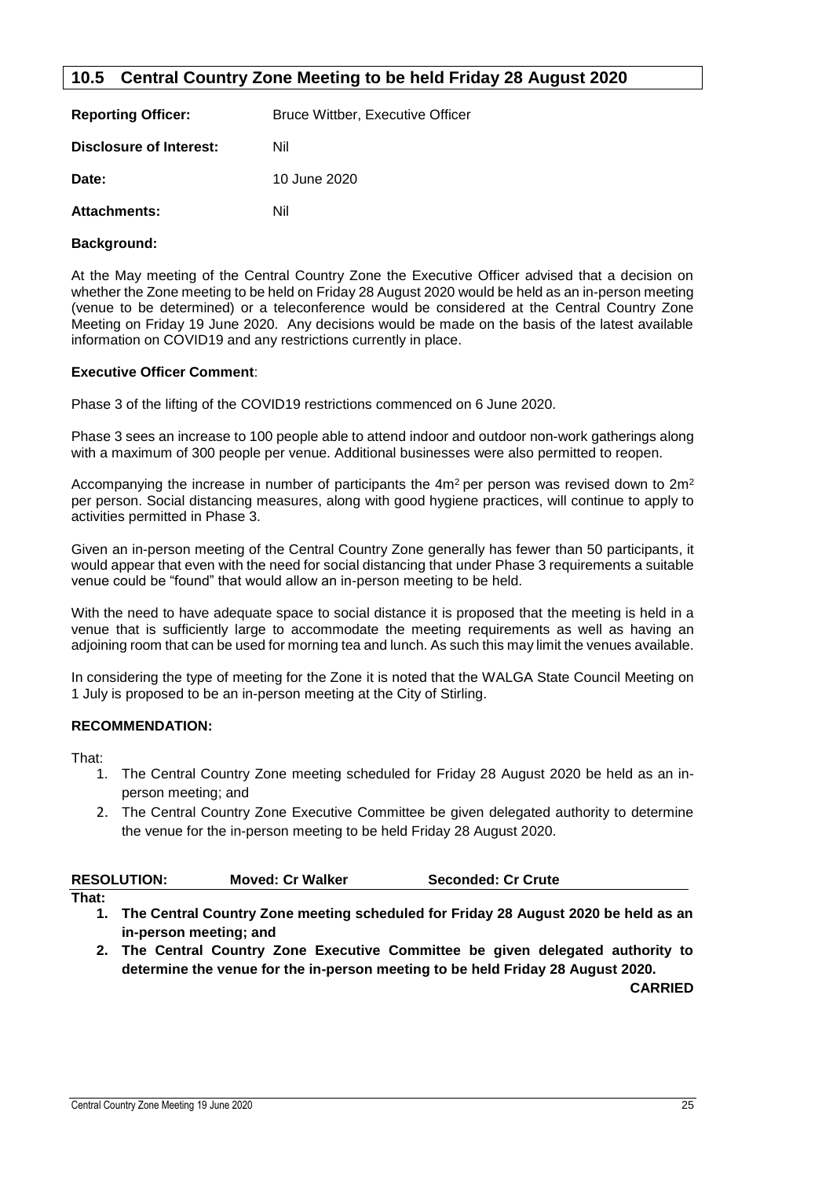## 10.5 Central Country Zone Meeting to be held Friday 28 August 2020

**Reporting Officer:** Bruce Wittber, Executive Officer

**Disclosure of Interest:** Nil

**Date:** 10 June 2020

**Attachments:** Nil

**Background:**

At the May meeting of the Central Country Zone the Executive Officer advised that a decision on whether the Zone meeting to be held on Friday 28 August 2020 would be held as an in-person meeting (venue to be determined) or a teleconference would be considered at the Central Country Zone Meeting on Friday 19 June 2020. Any decisions would be made on the basis of the latest available information on COVID19 and any restrictions currently in place.

**Executive Officer Comment**:

Phase 3 of the lifting of the COVID19 restrictions commenced on 6 June 2020.

Phase 3 sees an increase to 100 people able to attend indoor and outdoor non-work gatherings along with a maximum of 300 people per venue. Additional businesses were also permitted to reopen.

Accompanying the increase in number of participants the $4m^2$ per person was revised down to $2m^2$ per person. Social distancing measures, along with good hygiene practices, will continue to apply to activities permitted in Phase 3.

Given an in-person meeting of the Central Country Zone generally has fewer than 50 participants, it would appear that even with the need for social distancing that under Phase 3 requirements a suitable venue could be "found" that would allow an in-person meeting to be held.

With the need to have adequate space to social distance it is proposed that the meeting is held in a venue that is sufficiently large to accommodate the meeting requirements as well as having an adjoining room that can be used for morning tea and lunch. As such this may limit the venues available.

In considering the type of meeting for the Zone it is noted that the WALGA State Council Meeting on 1 July is proposed to be an in-person meeting at the City of Stirling.

**RECOMMENDATION:**

That:

1. The Central Country Zone meeting scheduled for Friday 28 August 2020 be held as an in-person meeting; and
2. The Central Country Zone Executive Committee be given delegated authority to determine the venue for the in-person meeting to be held Friday 28 August 2020.

**RESOLUTION:** **Moved: Cr Walker** **Seconded: Cr Crute**

**That:**

1. **The Central Country Zone meeting scheduled for Friday 28 August 2020 be held as an in-person meeting; and**
2. **The Central Country Zone Executive Committee be given delegated authority to determine the venue for the in-person meeting to be held Friday 28 August 2020.**

**CARRIED**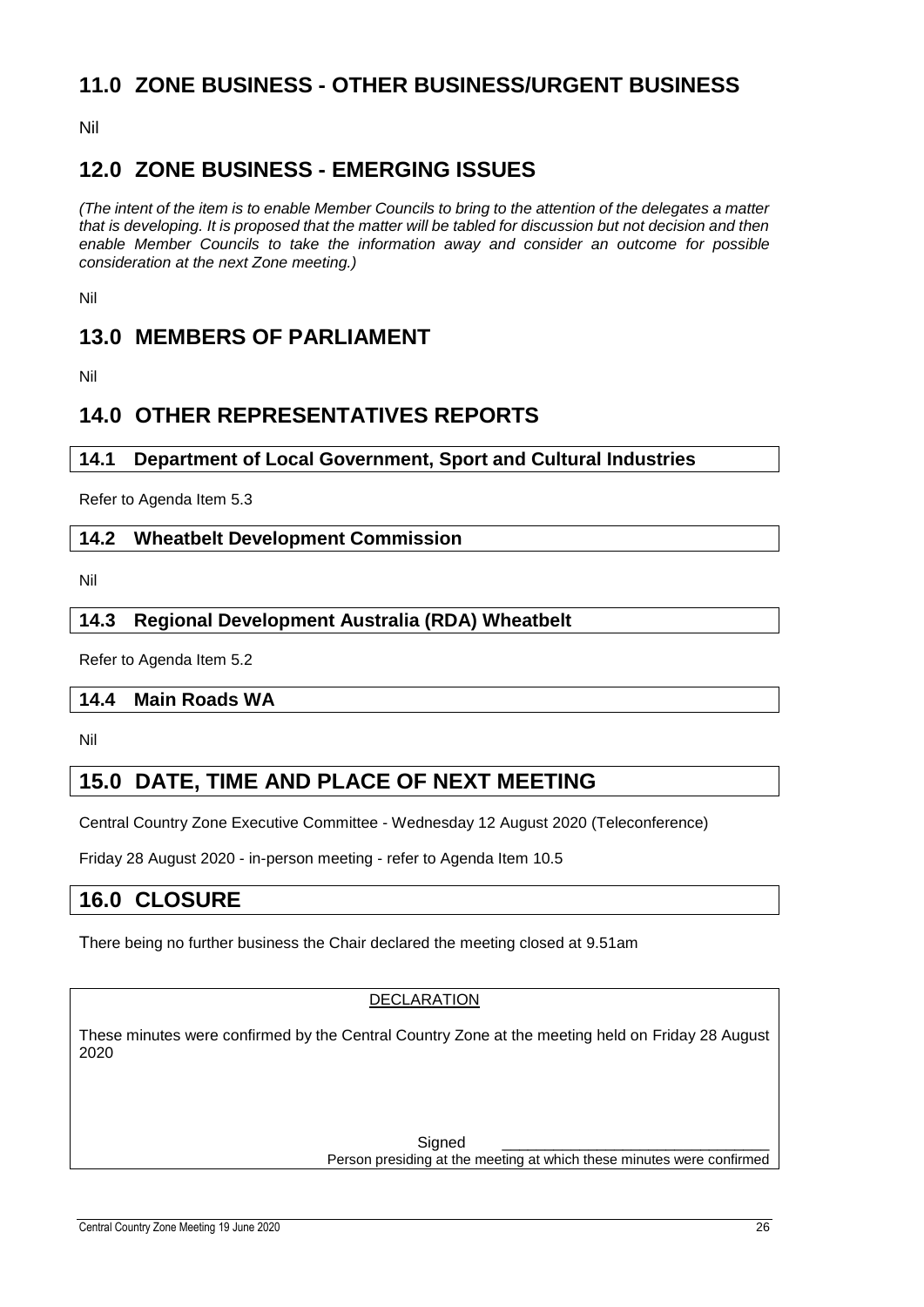## 11.0 ZONE BUSINESS - OTHER BUSINESS/URGENT BUSINESS

Nil

## 12.0 ZONE BUSINESS - EMERGING ISSUES

*(The intent of the item is to enable Member Councils to bring to the attention of the delegates a matter that is developing. It is proposed that the matter will be tabled for discussion but not decision and then enable Member Councils to take the information away and consider an outcome for possible consideration at the next Zone meeting.)*

Nil

## 13.0 MEMBERS OF PARLIAMENT

Nil

## 14.0 OTHER REPRESENTATIVES REPORTS

### 14.1 Department of Local Government, Sport and Cultural Industries

Refer to Agenda Item 5.3

### 14.2 Wheatbelt Development Commission

Nil

### 14.3 Regional Development Australia (RDA) Wheatbelt

Refer to Agenda Item 5.2

### 14.4 Main Roads WA

Nil

## 15.0 DATE, TIME AND PLACE OF NEXT MEETING

Central Country Zone Executive Committee - Wednesday 12 August 2020 (Teleconference)

Friday 28 August 2020 - in-person meeting - refer to Agenda Item 10.5

## 16.0 CLOSURE

There being no further business the Chair declared the meeting closed at 9.51am

DECLARATION

These minutes were confirmed by the Central Country Zone at the meeting held on Friday 28 August 2020

Signed _______________________________

Person presiding at the meeting at which these minutes were confirmed